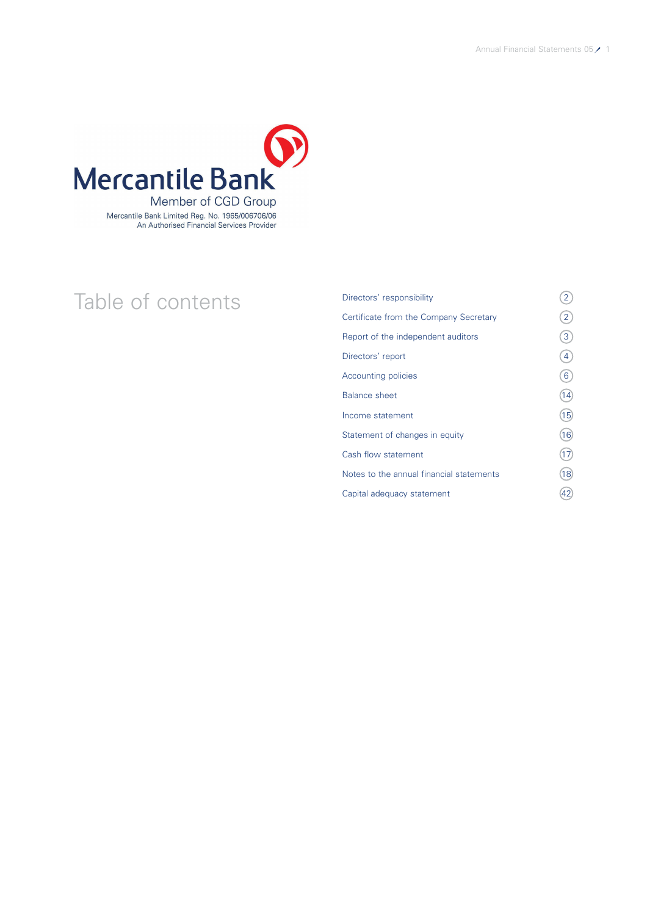Mercantile Bank

Member of CGD Group

Mercantile Bank Limited Reg. No. 1965/006706/06
An Authorised Financial Services Provider

# Table of contents

| | |
|---|---|
| Directors' responsibility | 2 |
| Certificate from the Company Secretary | 2 |
| Report of the independent auditors | 3 |
| Directors' report | 4 |
| Accounting policies | 6 |
| Balance sheet | 14 |
| Income statement | 15 |
| Statement of changes in equity | 16 |
| Cash flow statement | 17 |
| Notes to the annual financial statements | 18 |
| Capital adequacy statement | 42 |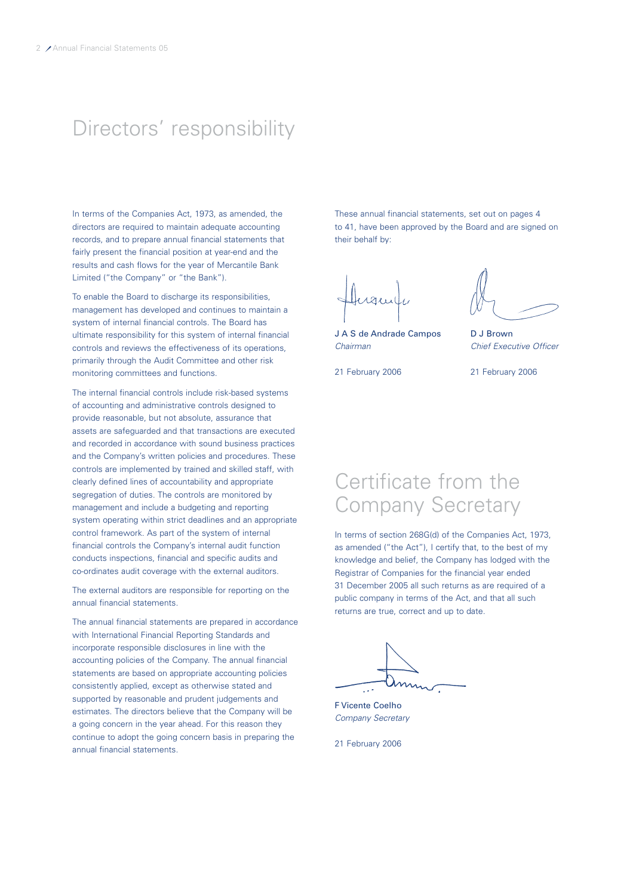# Directors' responsibility

In terms of the Companies Act, 1973, as amended, the directors are required to maintain adequate accounting records, and to prepare annual financial statements that fairly present the financial position at year-end and the results and cash flows for the year of Mercantile Bank Limited ("the Company" or "the Bank").

To enable the Board to discharge its responsibilities, management has developed and continues to maintain a system of internal financial controls. The Board has ultimate responsibility for this system of internal financial controls and reviews the effectiveness of its operations, primarily through the Audit Committee and other risk monitoring committees and functions.

The internal financial controls include risk-based systems of accounting and administrative controls designed to provide reasonable, but not absolute, assurance that assets are safeguarded and that transactions are executed and recorded in accordance with sound business practices and the Company's written policies and procedures. These controls are implemented by trained and skilled staff, with clearly defined lines of accountability and appropriate segregation of duties. The controls are monitored by management and include a budgeting and reporting system operating within strict deadlines and an appropriate control framework. As part of the system of internal financial controls the Company's internal audit function conducts inspections, financial and specific audits and co-ordinates audit coverage with the external auditors.

The external auditors are responsible for reporting on the annual financial statements.

The annual financial statements are prepared in accordance with International Financial Reporting Standards and incorporate responsible disclosures in line with the accounting policies of the Company. The annual financial statements are based on appropriate accounting policies consistently applied, except as otherwise stated and supported by reasonable and prudent judgements and estimates. The directors believe that the Company will be a going concern in the year ahead. For this reason they continue to adopt the going concern basis in preparing the annual financial statements.

These annual financial statements, set out on pages 4 to 41, have been approved by the Board and are signed on their behalf by:

J A S de Andrade Campos
*Chairman*

21 February 2006

D J Brown
*Chief Executive Officer*

21 February 2006

# Certificate from the Company Secretary

In terms of section 268G(d) of the Companies Act, 1973, as amended ("the Act"), I certify that, to the best of my knowledge and belief, the Company has lodged with the Registrar of Companies for the financial year ended 31 December 2005 all such returns as are required of a public company in terms of the Act, and that all such returns are true, correct and up to date.

F Vicente Coelho
*Company Secretary*

21 February 2006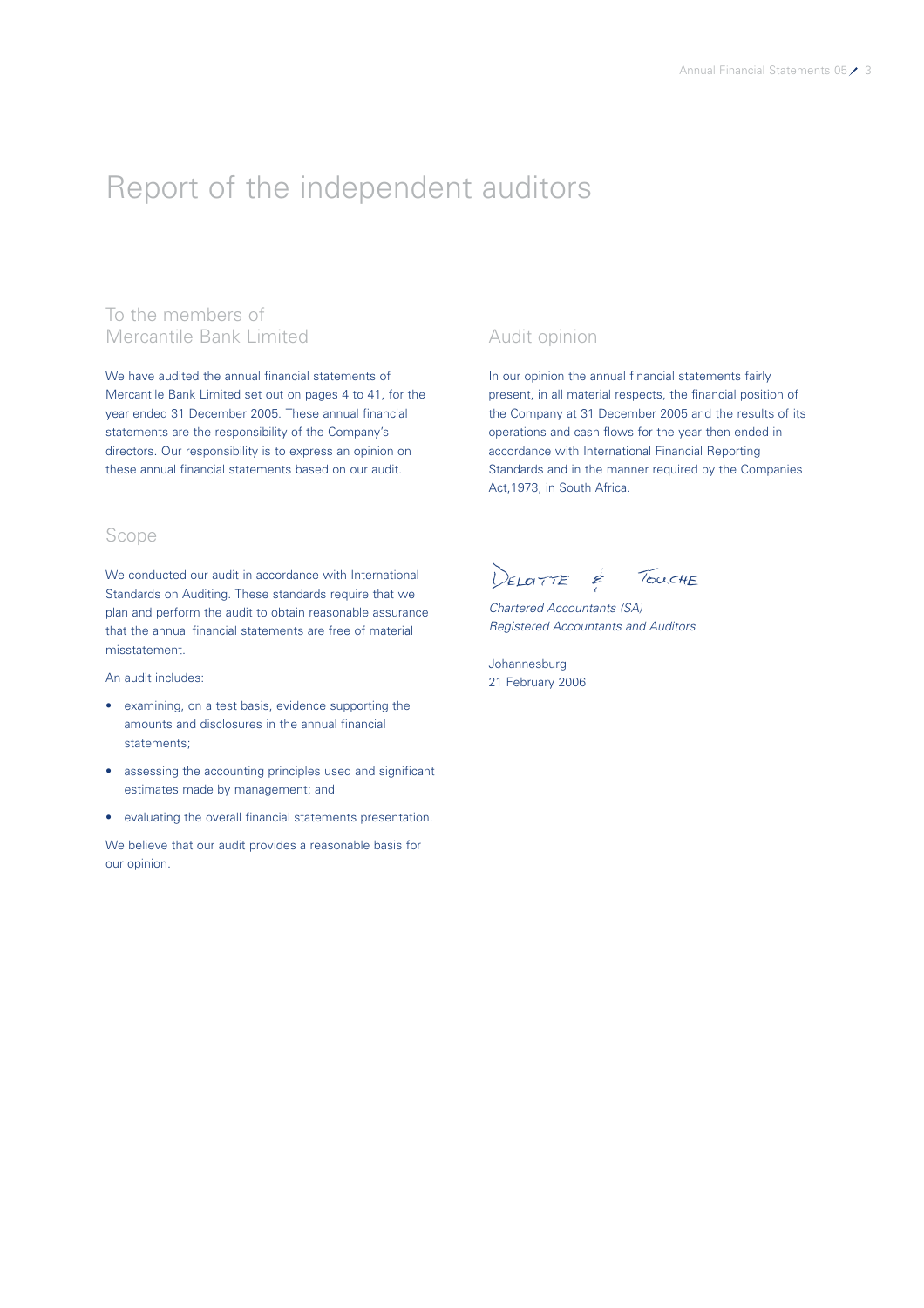# Report of the independent auditors

## To the members of Mercantile Bank Limited

We have audited the annual financial statements of Mercantile Bank Limited set out on pages 4 to 41, for the year ended 31 December 2005. These annual financial statements are the responsibility of the Company's directors. Our responsibility is to express an opinion on these annual financial statements based on our audit.

## Scope

We conducted our audit in accordance with International Standards on Auditing. These standards require that we plan and perform the audit to obtain reasonable assurance that the annual financial statements are free of material misstatement.

An audit includes:

- examining, on a test basis, evidence supporting the amounts and disclosures in the annual financial statements;
- assessing the accounting principles used and significant estimates made by management; and
- evaluating the overall financial statements presentation.

We believe that our audit provides a reasonable basis for our opinion.

## Audit opinion

In our opinion the annual financial statements fairly present, in all material respects, the financial position of the Company at 31 December 2005 and the results of its operations and cash flows for the year then ended in accordance with International Financial Reporting Standards and in the manner required by the Companies Act,1973, in South Africa.

Deloitte & Touche

*Chartered Accountants (SA)*
*Registered Accountants and Auditors*

Johannesburg
21 February 2006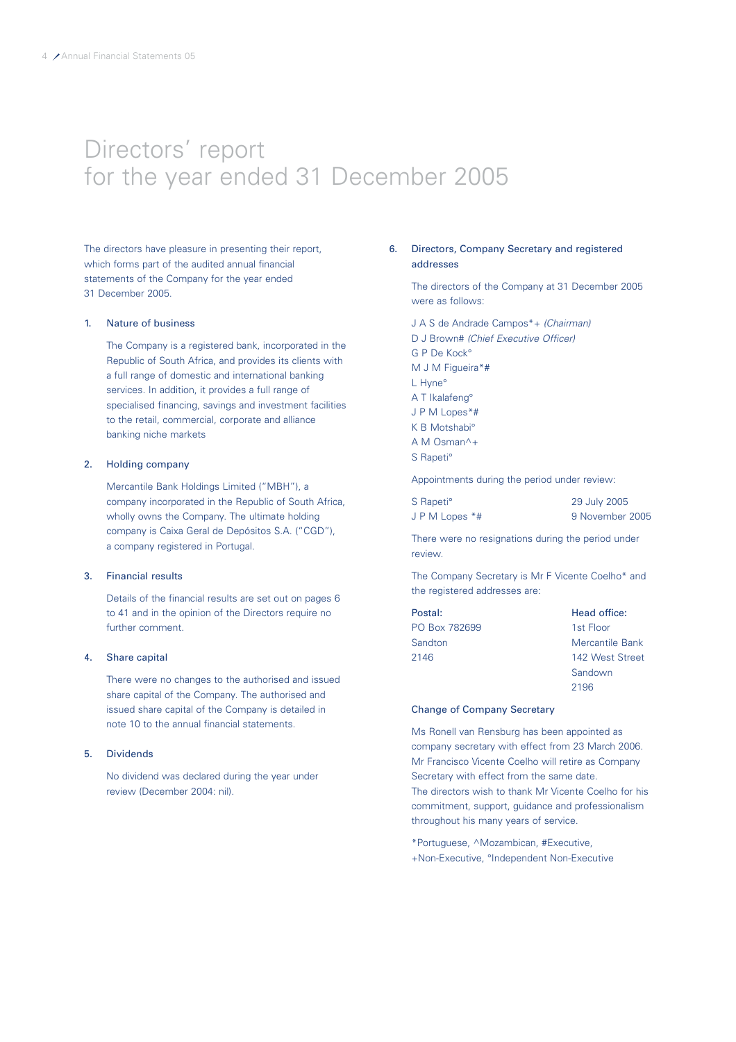# Directors' report for the year ended 31 December 2005

The directors have pleasure in presenting their report, which forms part of the audited annual financial statements of the Company for the year ended 31 December 2005.

## 1. Nature of business

The Company is a registered bank, incorporated in the Republic of South Africa, and provides its clients with a full range of domestic and international banking services. In addition, it provides a full range of specialised financing, savings and investment facilities to the retail, commercial, corporate and alliance banking niche markets

## 2. Holding company

Mercantile Bank Holdings Limited ("MBH"), a company incorporated in the Republic of South Africa, wholly owns the Company. The ultimate holding company is Caixa Geral de Depósitos S.A. ("CGD"), a company registered in Portugal.

## 3. Financial results

Details of the financial results are set out on pages 6 to 41 and in the opinion of the Directors require no further comment.

## 4. Share capital

There were no changes to the authorised and issued share capital of the Company. The authorised and issued share capital of the Company is detailed in note 10 to the annual financial statements.

## 5. Dividends

No dividend was declared during the year under review (December 2004: nil).

## 6. Directors, Company Secretary and registered addresses

The directors of the Company at 31 December 2005 were as follows:

J A S de Andrade Campos*+ *(Chairman)*
D J Brown# *(Chief Executive Officer)*
G P De Kock°
M J M Figueira*#
L Hyne°
A T Ikalafeng°
J P M Lopes*#
K B Motshabi°
A M Osman^+
S Rapeti°

Appointments during the period under review:

| | |
|---|---|
| S Rapeti° | 29 July 2005 |
| J P M Lopes *# | 9 November 2005 |

There were no resignations during the period under review.

The Company Secretary is Mr F Vicente Coelho* and the registered addresses are:

| Postal: | Head office: |
|---|---|
| PO Box 782699 | 1st Floor |
| Sandton | Mercantile Bank |
| 2146 | 142 West Street |
| | Sandown |
| | 2196 |

### Change of Company Secretary

Ms Ronell van Rensburg has been appointed as company secretary with effect from 23 March 2006. Mr Francisco Vicente Coelho will retire as Company Secretary with effect from the same date.
The directors wish to thank Mr Vicente Coelho for his commitment, support, guidance and professionalism throughout his many years of service.

*Portuguese, ^Mozambican, #Executive, +Non-Executive, °Independent Non-Executive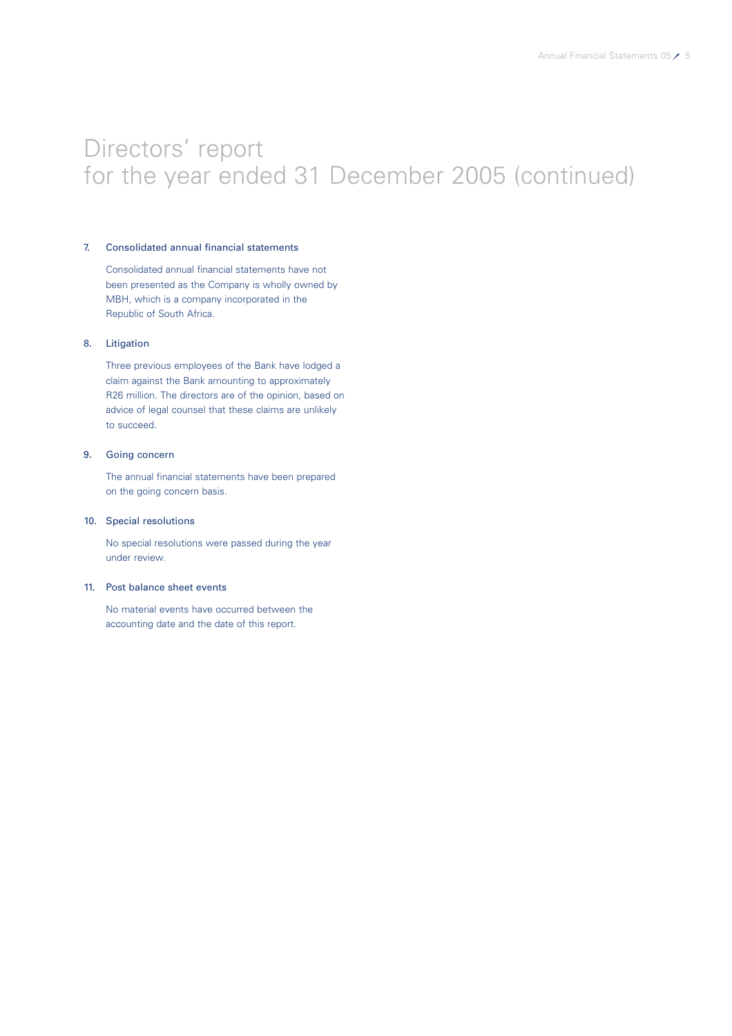# Directors' report for the year ended 31 December 2005 (continued)

## 7. Consolidated annual financial statements

Consolidated annual financial statements have not been presented as the Company is wholly owned by MBH, which is a company incorporated in the Republic of South Africa.

## 8. Litigation

Three previous employees of the Bank have lodged a claim against the Bank amounting to approximately R26 million. The directors are of the opinion, based on advice of legal counsel that these claims are unlikely to succeed.

## 9. Going concern

The annual financial statements have been prepared on the going concern basis.

## 10. Special resolutions

No special resolutions were passed during the year under review.

## 11. Post balance sheet events

No material events have occurred between the accounting date and the date of this report.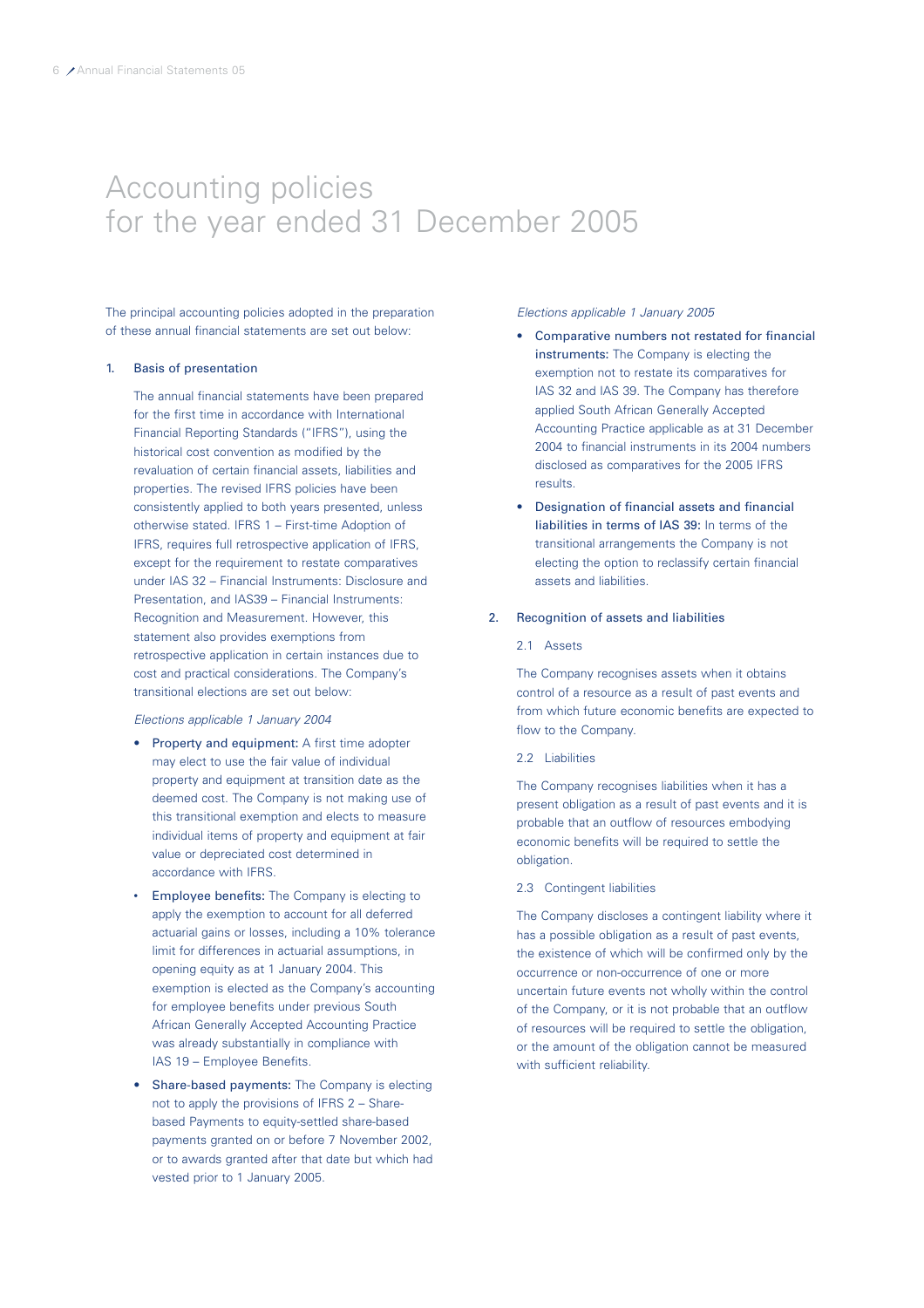# Accounting policies for the year ended 31 December 2005

The principal accounting policies adopted in the preparation of these annual financial statements are set out below:

## 1. Basis of presentation

The annual financial statements have been prepared for the first time in accordance with International Financial Reporting Standards ("IFRS"), using the historical cost convention as modified by the revaluation of certain financial assets, liabilities and properties. The revised IFRS policies have been consistently applied to both years presented, unless otherwise stated. IFRS 1 – First-time Adoption of IFRS, requires full retrospective application of IFRS, except for the requirement to restate comparatives under IAS 32 – Financial Instruments: Disclosure and Presentation, and IAS39 – Financial Instruments: Recognition and Measurement. However, this statement also provides exemptions from retrospective application in certain instances due to cost and practical considerations. The Company's transitional elections are set out below:

*Elections applicable 1 January 2004*

- **Property and equipment:** A first time adopter may elect to use the fair value of individual property and equipment at transition date as the deemed cost. The Company is not making use of this transitional exemption and elects to measure individual items of property and equipment at fair value or depreciated cost determined in accordance with IFRS.
- **Employee benefits:** The Company is electing to apply the exemption to account for all deferred actuarial gains or losses, including a 10% tolerance limit for differences in actuarial assumptions, in opening equity as at 1 January 2004. This exemption is elected as the Company's accounting for employee benefits under previous South African Generally Accepted Accounting Practice was already substantially in compliance with IAS 19 – Employee Benefits.
- **Share-based payments:** The Company is electing not to apply the provisions of IFRS 2 – Share-based Payments to equity-settled share-based payments granted on or before 7 November 2002, or to awards granted after that date but which had vested prior to 1 January 2005.

*Elections applicable 1 January 2005*

- **Comparative numbers not restated for financial instruments:** The Company is electing the exemption not to restate its comparatives for IAS 32 and IAS 39. The Company has therefore applied South African Generally Accepted Accounting Practice applicable as at 31 December 2004 to financial instruments in its 2004 numbers disclosed as comparatives for the 2005 IFRS results.
- **Designation of financial assets and financial liabilities in terms of IAS 39:** In terms of the transitional arrangements the Company is not electing the option to reclassify certain financial assets and liabilities.

## 2. Recognition of assets and liabilities

### 2.1 Assets

The Company recognises assets when it obtains control of a resource as a result of past events and from which future economic benefits are expected to flow to the Company.

### 2.2 Liabilities

The Company recognises liabilities when it has a present obligation as a result of past events and it is probable that an outflow of resources embodying economic benefits will be required to settle the obligation.

### 2.3 Contingent liabilities

The Company discloses a contingent liability where it has a possible obligation as a result of past events, the existence of which will be confirmed only by the occurrence or non-occurrence of one or more uncertain future events not wholly within the control of the Company, or it is not probable that an outflow of resources will be required to settle the obligation, or the amount of the obligation cannot be measured with sufficient reliability.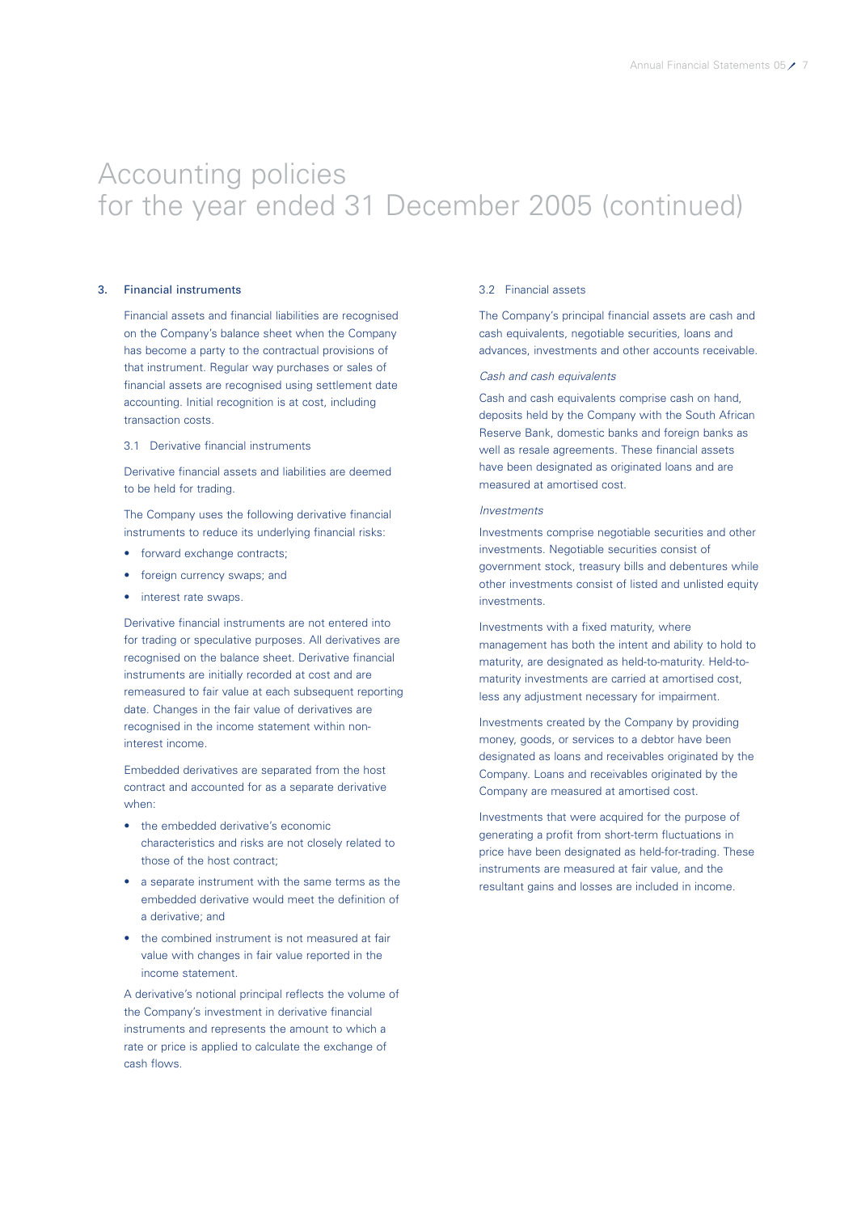# Accounting policies for the year ended 31 December 2005 (continued)

## 3. Financial instruments

Financial assets and financial liabilities are recognised on the Company's balance sheet when the Company has become a party to the contractual provisions of that instrument. Regular way purchases or sales of financial assets are recognised using settlement date accounting. Initial recognition is at cost, including transaction costs.

### 3.1 Derivative financial instruments

Derivative financial assets and liabilities are deemed to be held for trading.

The Company uses the following derivative financial instruments to reduce its underlying financial risks:

- forward exchange contracts;
- foreign currency swaps; and
- interest rate swaps.

Derivative financial instruments are not entered into for trading or speculative purposes. All derivatives are recognised on the balance sheet. Derivative financial instruments are initially recorded at cost and are remeasured to fair value at each subsequent reporting date. Changes in the fair value of derivatives are recognised in the income statement within non-interest income.

Embedded derivatives are separated from the host contract and accounted for as a separate derivative when:

- the embedded derivative's economic characteristics and risks are not closely related to those of the host contract;
- a separate instrument with the same terms as the embedded derivative would meet the definition of a derivative; and
- the combined instrument is not measured at fair value with changes in fair value reported in the income statement.

A derivative's notional principal reflects the volume of the Company's investment in derivative financial instruments and represents the amount to which a rate or price is applied to calculate the exchange of cash flows.

### 3.2 Financial assets

The Company's principal financial assets are cash and cash equivalents, negotiable securities, loans and advances, investments and other accounts receivable.

*Cash and cash equivalents*

Cash and cash equivalents comprise cash on hand, deposits held by the Company with the South African Reserve Bank, domestic banks and foreign banks as well as resale agreements. These financial assets have been designated as originated loans and are measured at amortised cost.

*Investments*

Investments comprise negotiable securities and other investments. Negotiable securities consist of government stock, treasury bills and debentures while other investments consist of listed and unlisted equity investments.

Investments with a fixed maturity, where management has both the intent and ability to hold to maturity, are designated as held-to-maturity. Held-to-maturity investments are carried at amortised cost, less any adjustment necessary for impairment.

Investments created by the Company by providing money, goods, or services to a debtor have been designated as loans and receivables originated by the Company. Loans and receivables originated by the Company are measured at amortised cost.

Investments that were acquired for the purpose of generating a profit from short-term fluctuations in price have been designated as held-for-trading. These instruments are measured at fair value, and the resultant gains and losses are included in income.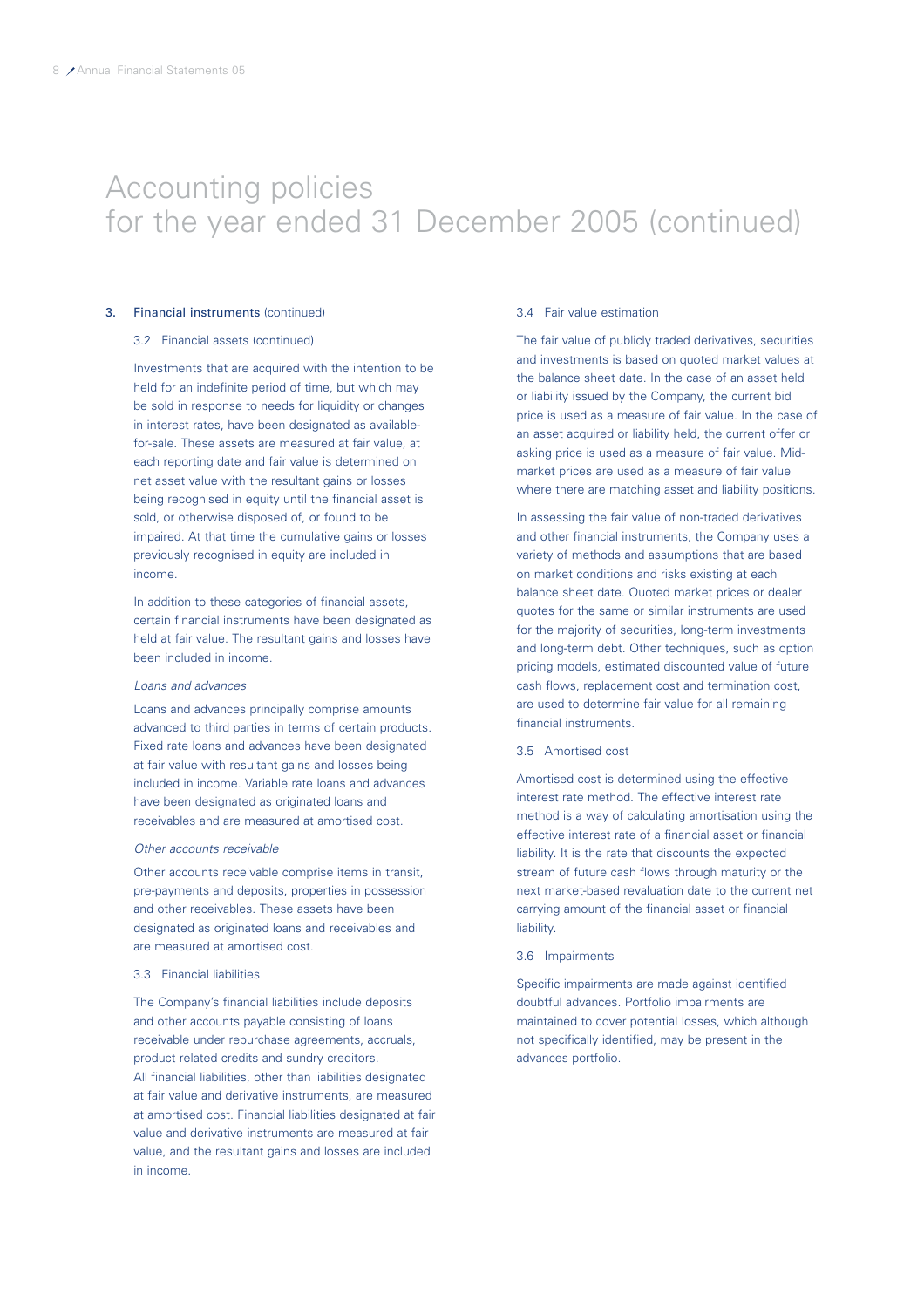# Accounting policies for the year ended 31 December 2005 (continued)

## 3. Financial instruments (continued)

### 3.2 Financial assets (continued)

Investments that are acquired with the intention to be held for an indefinite period of time, but which may be sold in response to needs for liquidity or changes in interest rates, have been designated as available-for-sale. These assets are measured at fair value, at each reporting date and fair value is determined on net asset value with the resultant gains or losses being recognised in equity until the financial asset is sold, or otherwise disposed of, or found to be impaired. At that time the cumulative gains or losses previously recognised in equity are included in income.

In addition to these categories of financial assets, certain financial instruments have been designated as held at fair value. The resultant gains and losses have been included in income.

*Loans and advances*

Loans and advances principally comprise amounts advanced to third parties in terms of certain products. Fixed rate loans and advances have been designated at fair value with resultant gains and losses being included in income. Variable rate loans and advances have been designated as originated loans and receivables and are measured at amortised cost.

*Other accounts receivable*

Other accounts receivable comprise items in transit, pre-payments and deposits, properties in possession and other receivables. These assets have been designated as originated loans and receivables and are measured at amortised cost.

### 3.3 Financial liabilities

The Company's financial liabilities include deposits and other accounts payable consisting of loans receivable under repurchase agreements, accruals, product related credits and sundry creditors. All financial liabilities, other than liabilities designated at fair value and derivative instruments, are measured at amortised cost. Financial liabilities designated at fair value and derivative instruments are measured at fair value, and the resultant gains and losses are included in income.

### 3.4 Fair value estimation

The fair value of publicly traded derivatives, securities and investments is based on quoted market values at the balance sheet date. In the case of an asset held or liability issued by the Company, the current bid price is used as a measure of fair value. In the case of an asset acquired or liability held, the current offer or asking price is used as a measure of fair value. Mid-market prices are used as a measure of fair value where there are matching asset and liability positions.

In assessing the fair value of non-traded derivatives and other financial instruments, the Company uses a variety of methods and assumptions that are based on market conditions and risks existing at each balance sheet date. Quoted market prices or dealer quotes for the same or similar instruments are used for the majority of securities, long-term investments and long-term debt. Other techniques, such as option pricing models, estimated discounted value of future cash flows, replacement cost and termination cost, are used to determine fair value for all remaining financial instruments.

### 3.5 Amortised cost

Amortised cost is determined using the effective interest rate method. The effective interest rate method is a way of calculating amortisation using the effective interest rate of a financial asset or financial liability. It is the rate that discounts the expected stream of future cash flows through maturity or the next market-based revaluation date to the current net carrying amount of the financial asset or financial liability.

### 3.6 Impairments

Specific impairments are made against identified doubtful advances. Portfolio impairments are maintained to cover potential losses, which although not specifically identified, may be present in the advances portfolio.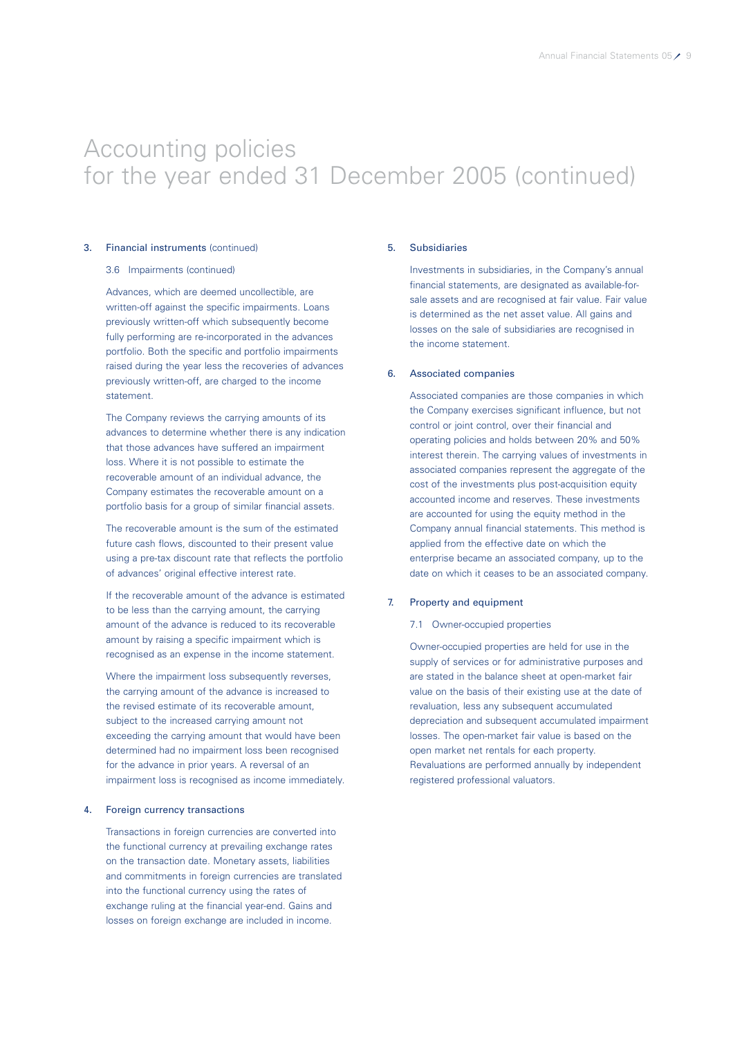# Accounting policies for the year ended 31 December 2005 (continued)

## 3. Financial instruments (continued)

### 3.6 Impairments (continued)

Advances, which are deemed uncollectible, are written-off against the specific impairments. Loans previously written-off which subsequently become fully performing are re-incorporated in the advances portfolio. Both the specific and portfolio impairments raised during the year less the recoveries of advances previously written-off, are charged to the income statement.

The Company reviews the carrying amounts of its advances to determine whether there is any indication that those advances have suffered an impairment loss. Where it is not possible to estimate the recoverable amount of an individual advance, the Company estimates the recoverable amount on a portfolio basis for a group of similar financial assets.

The recoverable amount is the sum of the estimated future cash flows, discounted to their present value using a pre-tax discount rate that reflects the portfolio of advances' original effective interest rate.

If the recoverable amount of the advance is estimated to be less than the carrying amount, the carrying amount of the advance is reduced to its recoverable amount by raising a specific impairment which is recognised as an expense in the income statement.

Where the impairment loss subsequently reverses, the carrying amount of the advance is increased to the revised estimate of its recoverable amount, subject to the increased carrying amount not exceeding the carrying amount that would have been determined had no impairment loss been recognised for the advance in prior years. A reversal of an impairment loss is recognised as income immediately.

## 4. Foreign currency transactions

Transactions in foreign currencies are converted into the functional currency at prevailing exchange rates on the transaction date. Monetary assets, liabilities and commitments in foreign currencies are translated into the functional currency using the rates of exchange ruling at the financial year-end. Gains and losses on foreign exchange are included in income.

## 5. Subsidiaries

Investments in subsidiaries, in the Company's annual financial statements, are designated as available-for-sale assets and are recognised at fair value. Fair value is determined as the net asset value. All gains and losses on the sale of subsidiaries are recognised in the income statement.

## 6. Associated companies

Associated companies are those companies in which the Company exercises significant influence, but not control or joint control, over their financial and operating policies and holds between 20% and 50% interest therein. The carrying values of investments in associated companies represent the aggregate of the cost of the investments plus post-acquisition equity accounted income and reserves. These investments are accounted for using the equity method in the Company annual financial statements. This method is applied from the effective date on which the enterprise became an associated company, up to the date on which it ceases to be an associated company.

## 7. Property and equipment

### 7.1 Owner-occupied properties

Owner-occupied properties are held for use in the supply of services or for administrative purposes and are stated in the balance sheet at open-market fair value on the basis of their existing use at the date of revaluation, less any subsequent accumulated depreciation and subsequent accumulated impairment losses. The open-market fair value is based on the open market net rentals for each property. Revaluations are performed annually by independent registered professional valuators.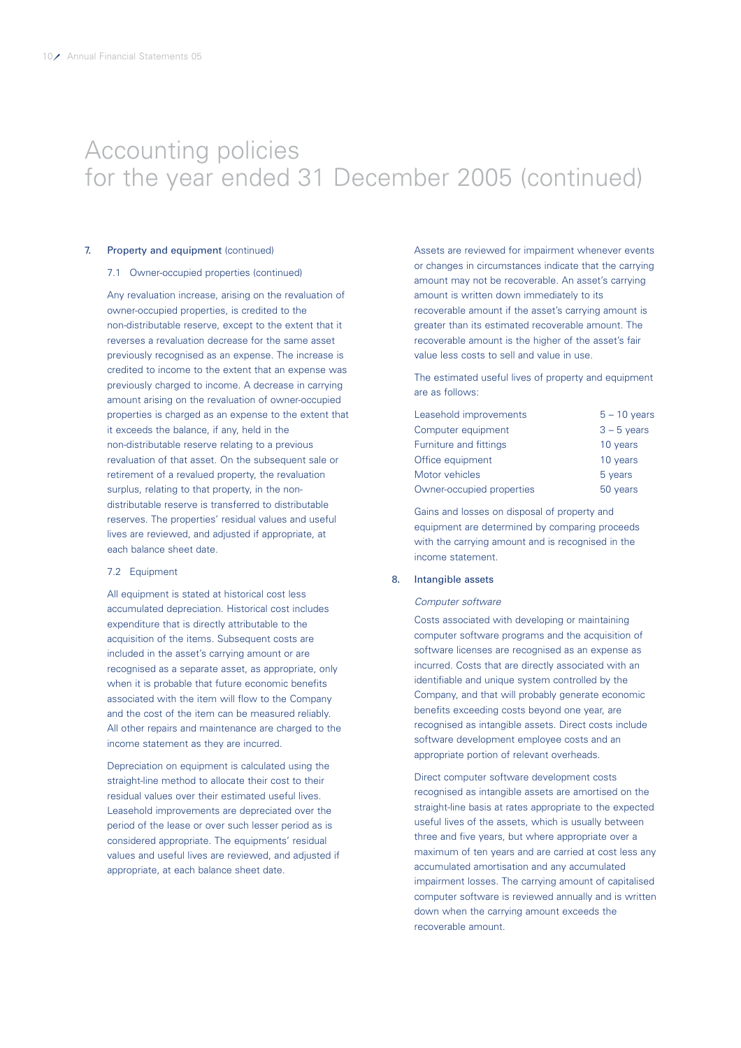# Accounting policies for the year ended 31 December 2005 (continued)

## 7. Property and equipment (continued)

### 7.1 Owner-occupied properties (continued)

Any revaluation increase, arising on the revaluation of owner-occupied properties, is credited to the non-distributable reserve, except to the extent that it reverses a revaluation decrease for the same asset previously recognised as an expense. The increase is credited to income to the extent that an expense was previously charged to income. A decrease in carrying amount arising on the revaluation of owner-occupied properties is charged as an expense to the extent that it exceeds the balance, if any, held in the non-distributable reserve relating to a previous revaluation of that asset. On the subsequent sale or retirement of a revalued property, the revaluation surplus, relating to that property, in the non-distributable reserve is transferred to distributable reserves. The properties' residual values and useful lives are reviewed, and adjusted if appropriate, at each balance sheet date.

### 7.2 Equipment

All equipment is stated at historical cost less accumulated depreciation. Historical cost includes expenditure that is directly attributable to the acquisition of the items. Subsequent costs are included in the asset's carrying amount or are recognised as a separate asset, as appropriate, only when it is probable that future economic benefits associated with the item will flow to the Company and the cost of the item can be measured reliably. All other repairs and maintenance are charged to the income statement as they are incurred.

Depreciation on equipment is calculated using the straight-line method to allocate their cost to their residual values over their estimated useful lives. Leasehold improvements are depreciated over the period of the lease or over such lesser period as is considered appropriate. The equipments' residual values and useful lives are reviewed, and adjusted if appropriate, at each balance sheet date.

Assets are reviewed for impairment whenever events or changes in circumstances indicate that the carrying amount may not be recoverable. An asset's carrying amount is written down immediately to its recoverable amount if the asset's carrying amount is greater than its estimated recoverable amount. The recoverable amount is the higher of the asset's fair value less costs to sell and value in use.

The estimated useful lives of property and equipment are as follows:

| | |
|---|---|
| Leasehold improvements | 5 – 10 years |
| Computer equipment | 3 – 5 years |
| Furniture and fittings | 10 years |
| Office equipment | 10 years |
| Motor vehicles | 5 years |
| Owner-occupied properties | 50 years |

Gains and losses on disposal of property and equipment are determined by comparing proceeds with the carrying amount and is recognised in the income statement.

## 8. Intangible assets

*Computer software*

Costs associated with developing or maintaining computer software programs and the acquisition of software licenses are recognised as an expense as incurred. Costs that are directly associated with an identifiable and unique system controlled by the Company, and that will probably generate economic benefits exceeding costs beyond one year, are recognised as intangible assets. Direct costs include software development employee costs and an appropriate portion of relevant overheads.

Direct computer software development costs recognised as intangible assets are amortised on the straight-line basis at rates appropriate to the expected useful lives of the assets, which is usually between three and five years, but where appropriate over a maximum of ten years and are carried at cost less any accumulated amortisation and any accumulated impairment losses. The carrying amount of capitalised computer software is reviewed annually and is written down when the carrying amount exceeds the recoverable amount.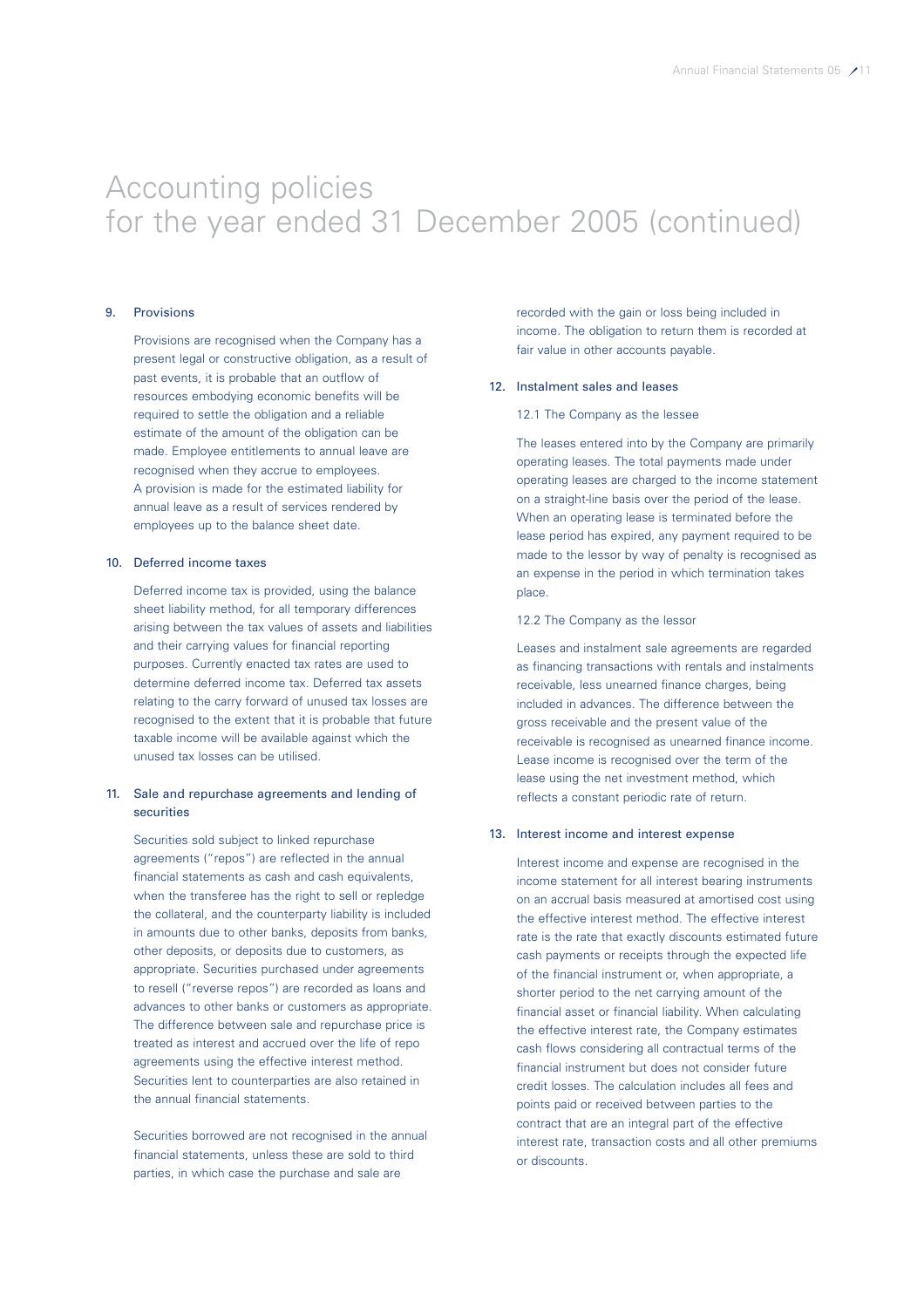# Accounting policies for the year ended 31 December 2005 (continued)

## 9. Provisions

Provisions are recognised when the Company has a present legal or constructive obligation, as a result of past events, it is probable that an outflow of resources embodying economic benefits will be required to settle the obligation and a reliable estimate of the amount of the obligation can be made. Employee entitlements to annual leave are recognised when they accrue to employees. A provision is made for the estimated liability for annual leave as a result of services rendered by employees up to the balance sheet date.

## 10. Deferred income taxes

Deferred income tax is provided, using the balance sheet liability method, for all temporary differences arising between the tax values of assets and liabilities and their carrying values for financial reporting purposes. Currently enacted tax rates are used to determine deferred income tax. Deferred tax assets relating to the carry forward of unused tax losses are recognised to the extent that it is probable that future taxable income will be available against which the unused tax losses can be utilised.

## 11. Sale and repurchase agreements and lending of securities

Securities sold subject to linked repurchase agreements ("repos") are reflected in the annual financial statements as cash and cash equivalents, when the transferee has the right to sell or repledge the collateral, and the counterparty liability is included in amounts due to other banks, deposits from banks, other deposits, or deposits due to customers, as appropriate. Securities purchased under agreements to resell ("reverse repos") are recorded as loans and advances to other banks or customers as appropriate. The difference between sale and repurchase price is treated as interest and accrued over the life of repo agreements using the effective interest method. Securities lent to counterparties are also retained in the annual financial statements.

Securities borrowed are not recognised in the annual financial statements, unless these are sold to third parties, in which case the purchase and sale are recorded with the gain or loss being included in income. The obligation to return them is recorded at fair value in other accounts payable.

## 12. Instalment sales and leases

### 12.1 The Company as the lessee

The leases entered into by the Company are primarily operating leases. The total payments made under operating leases are charged to the income statement on a straight-line basis over the period of the lease. When an operating lease is terminated before the lease period has expired, any payment required to be made to the lessor by way of penalty is recognised as an expense in the period in which termination takes place.

### 12.2 The Company as the lessor

Leases and instalment sale agreements are regarded as financing transactions with rentals and instalments receivable, less unearned finance charges, being included in advances. The difference between the gross receivable and the present value of the receivable is recognised as unearned finance income. Lease income is recognised over the term of the lease using the net investment method, which reflects a constant periodic rate of return.

## 13. Interest income and interest expense

Interest income and expense are recognised in the income statement for all interest bearing instruments on an accrual basis measured at amortised cost using the effective interest method. The effective interest rate is the rate that exactly discounts estimated future cash payments or receipts through the expected life of the financial instrument or, when appropriate, a shorter period to the net carrying amount of the financial asset or financial liability. When calculating the effective interest rate, the Company estimates cash flows considering all contractual terms of the financial instrument but does not consider future credit losses. The calculation includes all fees and points paid or received between parties to the contract that are an integral part of the effective interest rate, transaction costs and all other premiums or discounts.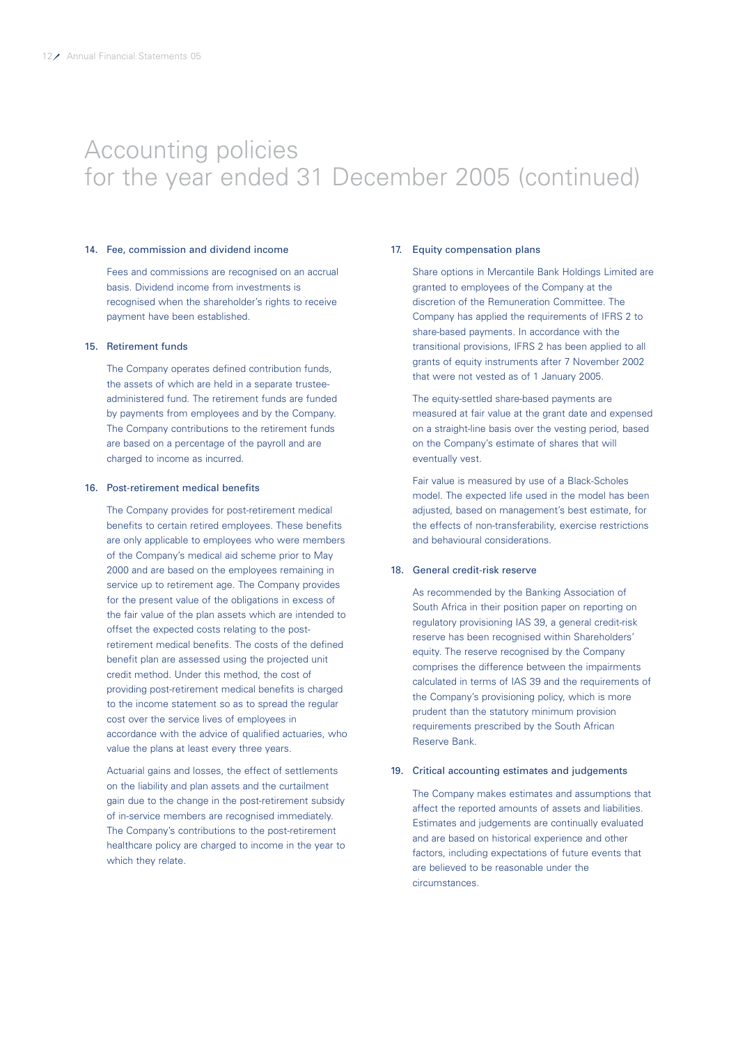# Accounting policies for the year ended 31 December 2005 (continued)

### 14. Fee, commission and dividend income

Fees and commissions are recognised on an accrual basis. Dividend income from investments is recognised when the shareholder's rights to receive payment have been established.

### 15. Retirement funds

The Company operates defined contribution funds, the assets of which are held in a separate trustee-administered fund. The retirement funds are funded by payments from employees and by the Company. The Company contributions to the retirement funds are based on a percentage of the payroll and are charged to income as incurred.

### 16. Post-retirement medical benefits

The Company provides for post-retirement medical benefits to certain retired employees. These benefits are only applicable to employees who were members of the Company's medical aid scheme prior to May 2000 and are based on the employees remaining in service up to retirement age. The Company provides for the present value of the obligations in excess of the fair value of the plan assets which are intended to offset the expected costs relating to the post-retirement medical benefits. The costs of the defined benefit plan are assessed using the projected unit credit method. Under this method, the cost of providing post-retirement medical benefits is charged to the income statement so as to spread the regular cost over the service lives of employees in accordance with the advice of qualified actuaries, who value the plans at least every three years.

Actuarial gains and losses, the effect of settlements on the liability and plan assets and the curtailment gain due to the change in the post-retirement subsidy of in-service members are recognised immediately. The Company's contributions to the post-retirement healthcare policy are charged to income in the year to which they relate.

### 17. Equity compensation plans

Share options in Mercantile Bank Holdings Limited are granted to employees of the Company at the discretion of the Remuneration Committee. The Company has applied the requirements of IFRS 2 to share-based payments. In accordance with the transitional provisions, IFRS 2 has been applied to all grants of equity instruments after 7 November 2002 that were not vested as of 1 January 2005.

The equity-settled share-based payments are measured at fair value at the grant date and expensed on a straight-line basis over the vesting period, based on the Company's estimate of shares that will eventually vest.

Fair value is measured by use of a Black-Scholes model. The expected life used in the model has been adjusted, based on management's best estimate, for the effects of non-transferability, exercise restrictions and behavioural considerations.

### 18. General credit-risk reserve

As recommended by the Banking Association of South Africa in their position paper on reporting on regulatory provisioning IAS 39, a general credit-risk reserve has been recognised within Shareholders' equity. The reserve recognised by the Company comprises the difference between the impairments calculated in terms of IAS 39 and the requirements of the Company's provisioning policy, which is more prudent than the statutory minimum provision requirements prescribed by the South African Reserve Bank.

### 19. Critical accounting estimates and judgements

The Company makes estimates and assumptions that affect the reported amounts of assets and liabilities. Estimates and judgements are continually evaluated and are based on historical experience and other factors, including expectations of future events that are believed to be reasonable under the circumstances.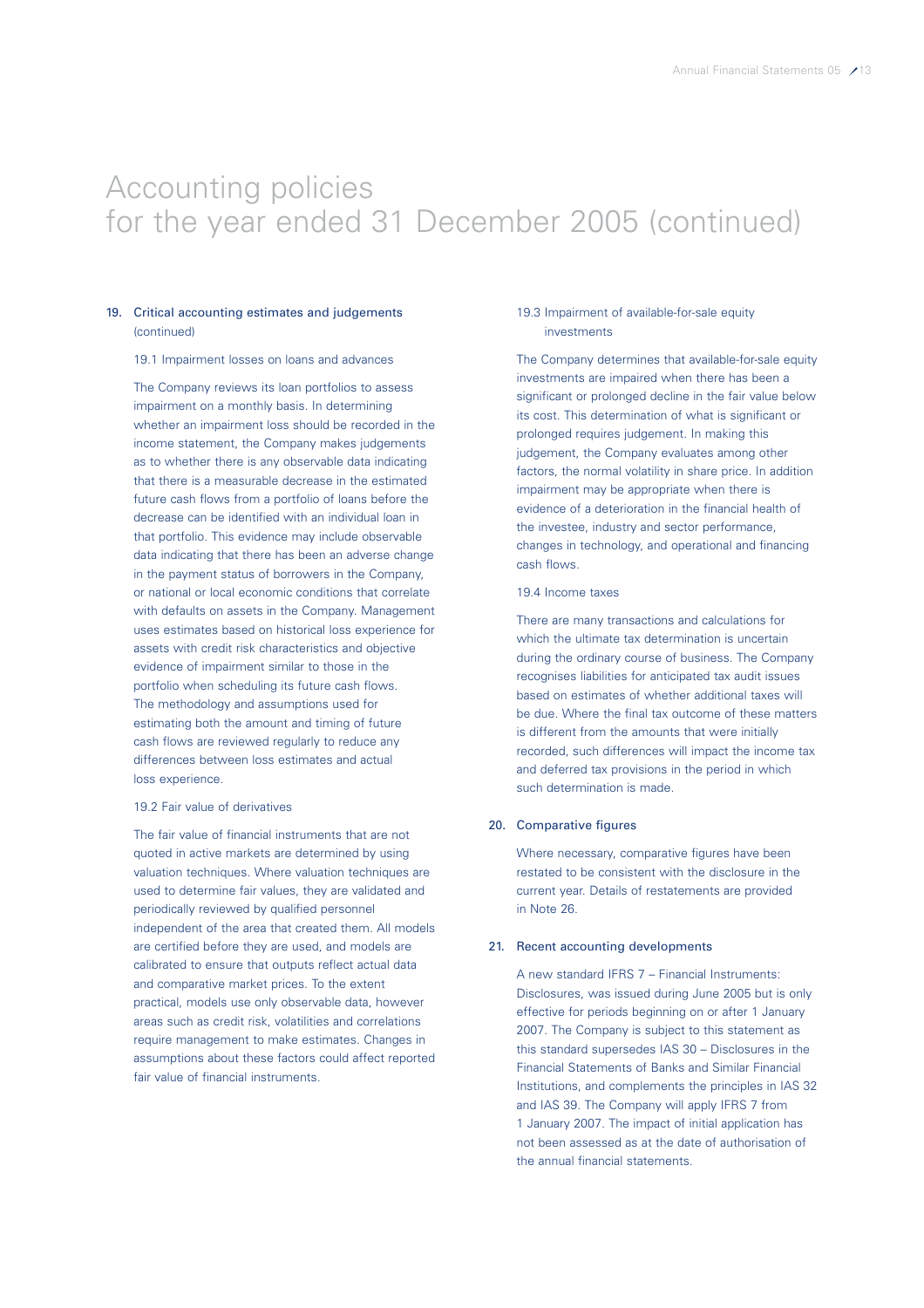# Accounting policies
for the year ended 31 December 2005 (continued)

## 19. Critical accounting estimates and judgements (continued)

### 19.1 Impairment losses on loans and advances

The Company reviews its loan portfolios to assess impairment on a monthly basis. In determining whether an impairment loss should be recorded in the income statement, the Company makes judgements as to whether there is any observable data indicating that there is a measurable decrease in the estimated future cash flows from a portfolio of loans before the decrease can be identified with an individual loan in that portfolio. This evidence may include observable data indicating that there has been an adverse change in the payment status of borrowers in the Company, or national or local economic conditions that correlate with defaults on assets in the Company. Management uses estimates based on historical loss experience for assets with credit risk characteristics and objective evidence of impairment similar to those in the portfolio when scheduling its future cash flows. The methodology and assumptions used for estimating both the amount and timing of future cash flows are reviewed regularly to reduce any differences between loss estimates and actual loss experience.

### 19.2 Fair value of derivatives

The fair value of financial instruments that are not quoted in active markets are determined by using valuation techniques. Where valuation techniques are used to determine fair values, they are validated and periodically reviewed by qualified personnel independent of the area that created them. All models are certified before they are used, and models are calibrated to ensure that outputs reflect actual data and comparative market prices. To the extent practical, models use only observable data, however areas such as credit risk, volatilities and correlations require management to make estimates. Changes in assumptions about these factors could affect reported fair value of financial instruments.

### 19.3 Impairment of available-for-sale equity investments

The Company determines that available-for-sale equity investments are impaired when there has been a significant or prolonged decline in the fair value below its cost. This determination of what is significant or prolonged requires judgement. In making this judgement, the Company evaluates among other factors, the normal volatility in share price. In addition impairment may be appropriate when there is evidence of a deterioration in the financial health of the investee, industry and sector performance, changes in technology, and operational and financing cash flows.

### 19.4 Income taxes

There are many transactions and calculations for which the ultimate tax determination is uncertain during the ordinary course of business. The Company recognises liabilities for anticipated tax audit issues based on estimates of whether additional taxes will be due. Where the final tax outcome of these matters is different from the amounts that were initially recorded, such differences will impact the income tax and deferred tax provisions in the period in which such determination is made.

## 20. Comparative figures

Where necessary, comparative figures have been restated to be consistent with the disclosure in the current year. Details of restatements are provided in Note 26.

## 21. Recent accounting developments

A new standard IFRS 7 – Financial Instruments: Disclosures, was issued during June 2005 but is only effective for periods beginning on or after 1 January 2007. The Company is subject to this statement as this standard supersedes IAS 30 – Disclosures in the Financial Statements of Banks and Similar Financial Institutions, and complements the principles in IAS 32 and IAS 39. The Company will apply IFRS 7 from 1 January 2007. The impact of initial application has not been assessed as at the date of authorisation of the annual financial statements.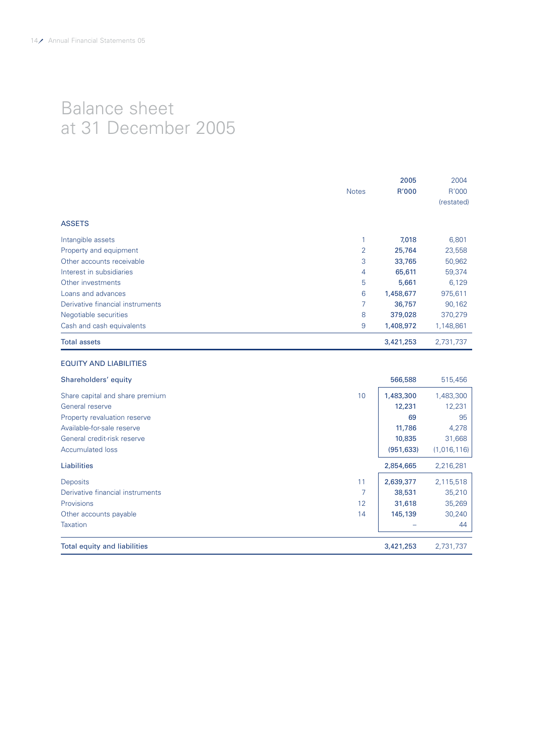# Balance sheet
## at 31 December 2005

| | Notes | 2005<br>R'000 | 2004<br>R'000<br>(restated) |
|---|---|---|---|
| **ASSETS** | | | |
| Intangible assets | 1 | **7,018** | 6,801 |
| Property and equipment | 2 | **25,764** | 23,558 |
| Other accounts receivable | 3 | **33,765** | 50,962 |
| Interest in subsidiaries | 4 | **65,611** | 59,374 |
| Other investments | 5 | **5,661** | 6,129 |
| Loans and advances | 6 | **1,458,677** | 975,611 |
| Derivative financial instruments | 7 | **36,757** | 90,162 |
| Negotiable securities | 8 | **379,028** | 370,279 |
| Cash and cash equivalents | 9 | **1,408,972** | 1,148,861 |
| Total assets | | **3,421,253** | 2,731,737 |
| **EQUITY AND LIABILITIES** | | | |
| Shareholders' equity | | **566,588** | 515,456 |
| Share capital and share premium | 10 | **1,483,300** | 1,483,300 |
| General reserve | | **12,231** | 12,231 |
| Property revaluation reserve | | **69** | 95 |
| Available-for-sale reserve | | **11,786** | 4,278 |
| General credit-risk reserve | | **10,835** | 31,668 |
| Accumulated loss | | **(951,633)** | (1,016,116) |
| Liabilities | | **2,854,665** | 2,216,281 |
| Deposits | 11 | **2,639,377** | 2,115,518 |
| Derivative financial instruments | 7 | **38,531** | 35,210 |
| Provisions | 12 | **31,618** | 35,269 |
| Other accounts payable | 14 | **145,139** | 30,240 |
| Taxation | | **–** | 44 |
| Total equity and liabilities | | **3,421,253** | 2,731,737 |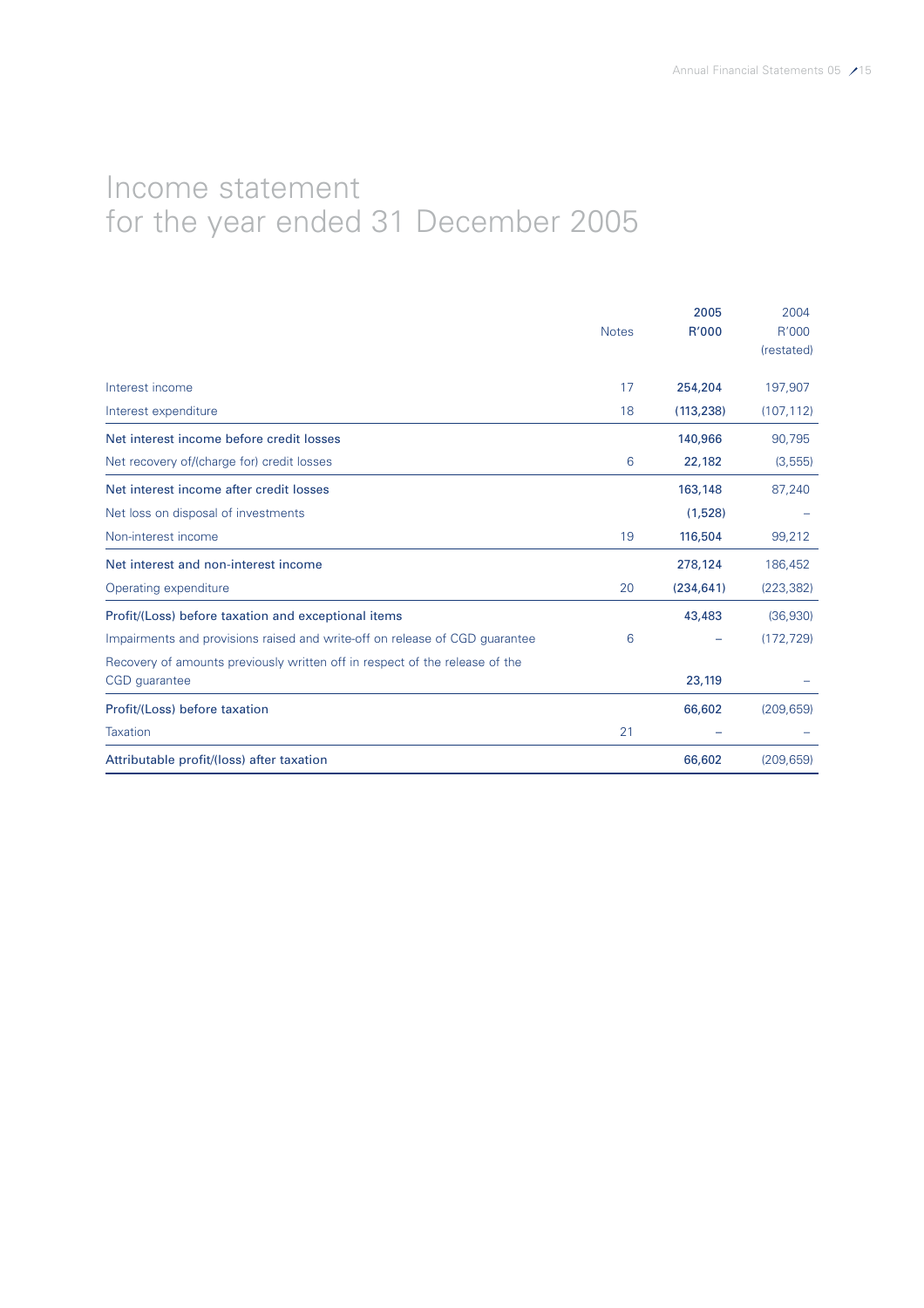# Income statement
## for the year ended 31 December 2005

| | Notes | 2005<br>R'000 | 2004<br>R'000<br>(restated) |
|---|---|---|---|
| Interest income | 17 | **254,204** | 197,907 |
| Interest expenditure | 18 | **(113,238)** | (107,112) |
| Net interest income before credit losses | | **140,966** | 90,795 |
| Net recovery of/(charge for) credit losses | 6 | **22,182** | (3,555) |
| Net interest income after credit losses | | **163,148** | 87,240 |
| Net loss on disposal of investments | | **(1,528)** | – |
| Non-interest income | 19 | **116,504** | 99,212 |
| Net interest and non-interest income | | **278,124** | 186,452 |
| Operating expenditure | 20 | **(234,641)** | (223,382) |
| Profit/(Loss) before taxation and exceptional items | | **43,483** | (36,930) |
| Impairments and provisions raised and write-off on release of CGD guarantee | 6 | **–** | (172,729) |
| Recovery of amounts previously written off in respect of the release of the CGD guarantee | | **23,119** | – |
| Profit/(Loss) before taxation | | **66,602** | (209,659) |
| Taxation | 21 | **–** | – |
| Attributable profit/(loss) after taxation | | **66,602** | (209,659) |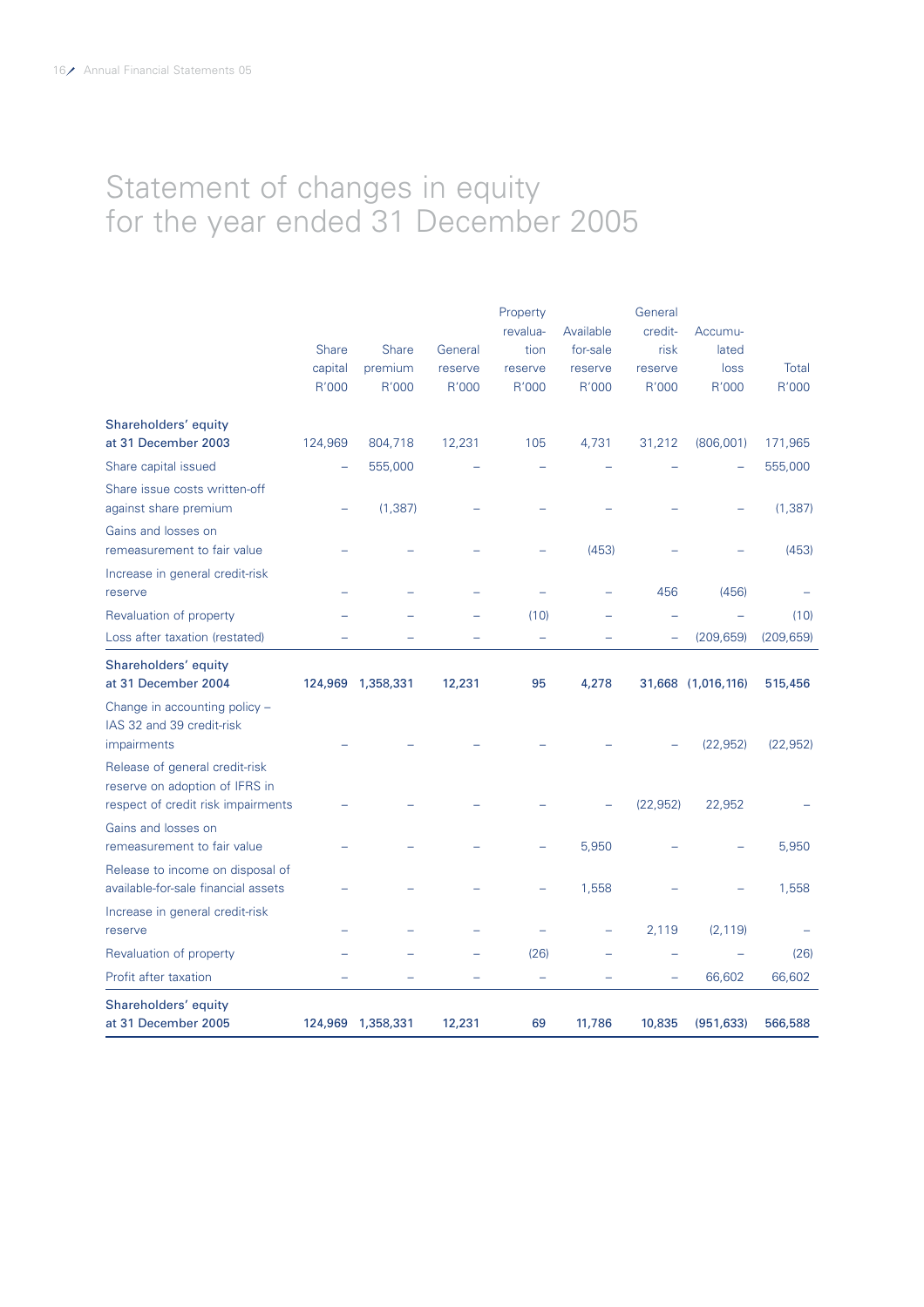# Statement of changes in equity for the year ended 31 December 2005

| | Share capital R'000 | Share premium R'000 | General reserve R'000 | Property revaluation reserve R'000 | Available for-sale reserve R'000 | General credit-risk reserve R'000 | Accumulated loss R'000 | Total R'000 |
|---|---|---|---|---|---|---|---|---|
| **Shareholders' equity at 31 December 2003** | 124,969 | 804,718 | 12,231 | 105 | 4,731 | 31,212 | (806,001) | 171,965 |
| Share capital issued | – | 555,000 | – | – | – | – | – | 555,000 |
| Share issue costs written-off against share premium | – | (1,387) | – | – | – | – | – | (1,387) |
| Gains and losses on remeasurement to fair value | – | – | – | – | (453) | – | – | (453) |
| Increase in general credit-risk reserve | – | – | – | – | – | 456 | (456) | – |
| Revaluation of property | – | – | – | (10) | – | – | – | (10) |
| Loss after taxation (restated) | – | – | – | – | – | – | (209,659) | (209,659) |
| **Shareholders' equity at 31 December 2004** | **124,969** | **1,358,331** | **12,231** | **95** | **4,278** | **31,668** | **(1,016,116)** | **515,456** |
| Change in accounting policy – IAS 32 and 39 credit-risk impairments | – | – | – | – | – | – | (22,952) | (22,952) |
| Release of general credit-risk reserve on adoption of IFRS in respect of credit risk impairments | – | – | – | – | – | (22,952) | 22,952 | – |
| Gains and losses on remeasurement to fair value | – | – | – | – | 5,950 | – | – | 5,950 |
| Release to income on disposal of available-for-sale financial assets | – | – | – | – | 1,558 | – | – | 1,558 |
| Increase in general credit-risk reserve | – | – | – | – | – | 2,119 | (2,119) | – |
| Revaluation of property | – | – | – | (26) | – | – | – | (26) |
| Profit after taxation | – | – | – | – | – | – | 66,602 | 66,602 |
| **Shareholders' equity at 31 December 2005** | **124,969** | **1,358,331** | **12,231** | **69** | **11,786** | **10,835** | **(951,633)** | **566,588** |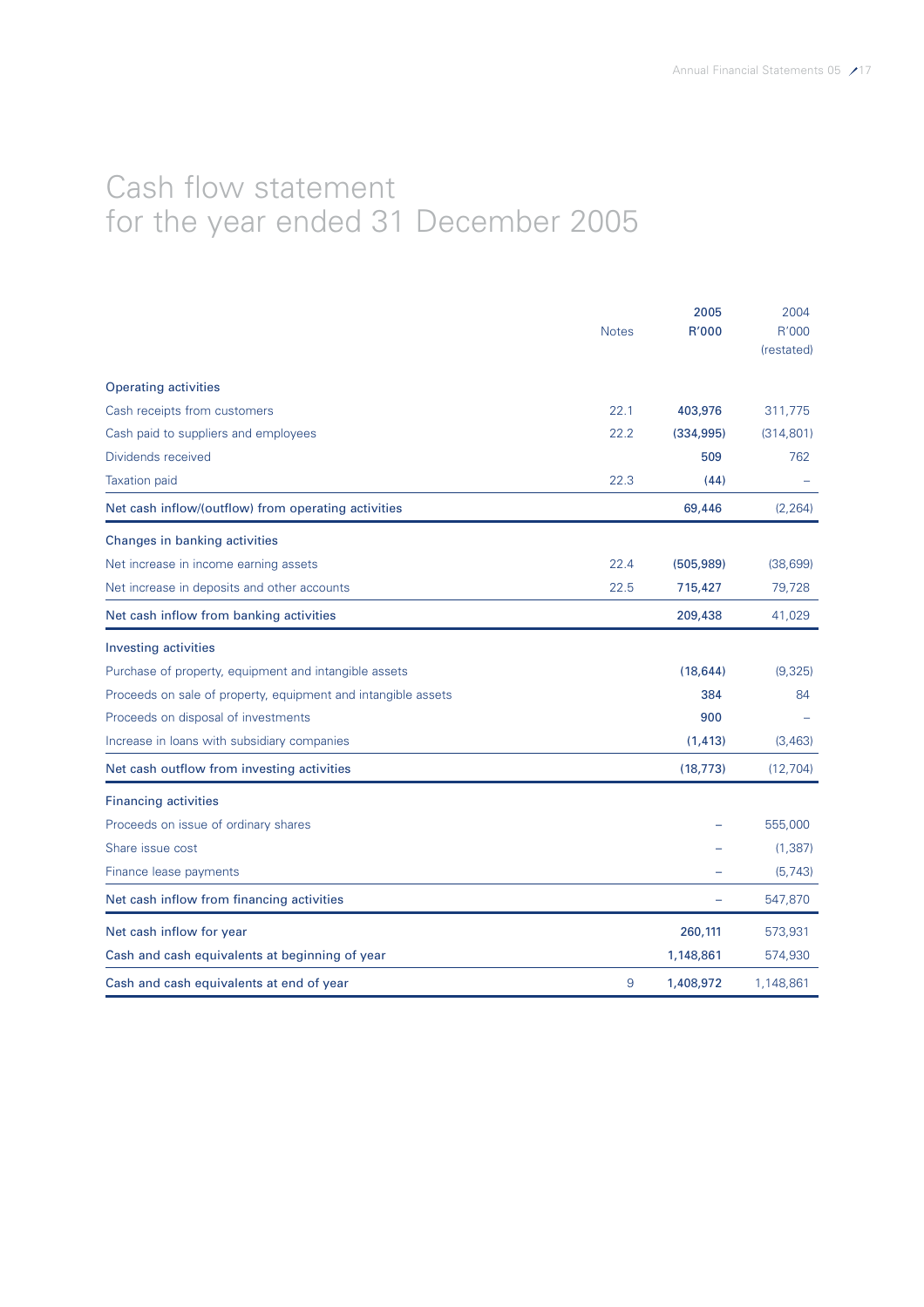# Cash flow statement
# for the year ended 31 December 2005

| | Notes | 2005<br>R'000 | 2004<br>R'000<br>(restated) |
|---|---|---|---|
| **Operating activities** | | | |
| Cash receipts from customers | 22.1 | 403,976 | 311,775 |
| Cash paid to suppliers and employees | 22.2 | (334,995) | (314,801) |
| Dividends received | | 509 | 762 |
| Taxation paid | 22.3 | (44) | – |
| **Net cash inflow/(outflow) from operating activities** | | 69,446 | (2,264) |
| **Changes in banking activities** | | | |
| Net increase in income earning assets | 22.4 | (505,989) | (38,699) |
| Net increase in deposits and other accounts | 22.5 | 715,427 | 79,728 |
| **Net cash inflow from banking activities** | | 209,438 | 41,029 |
| **Investing activities** | | | |
| Purchase of property, equipment and intangible assets | | (18,644) | (9,325) |
| Proceeds on sale of property, equipment and intangible assets | | 384 | 84 |
| Proceeds on disposal of investments | | 900 | – |
| Increase in loans with subsidiary companies | | (1,413) | (3,463) |
| **Net cash outflow from investing activities** | | (18,773) | (12,704) |
| **Financing activities** | | | |
| Proceeds on issue of ordinary shares | | – | 555,000 |
| Share issue cost | | – | (1,387) |
| Finance lease payments | | – | (5,743) |
| **Net cash inflow from financing activities** | | – | 547,870 |
| **Net cash inflow for year** | | 260,111 | 573,931 |
| **Cash and cash equivalents at beginning of year** | | 1,148,861 | 574,930 |
| **Cash and cash equivalents at end of year** | 9 | 1,408,972 | 1,148,861 |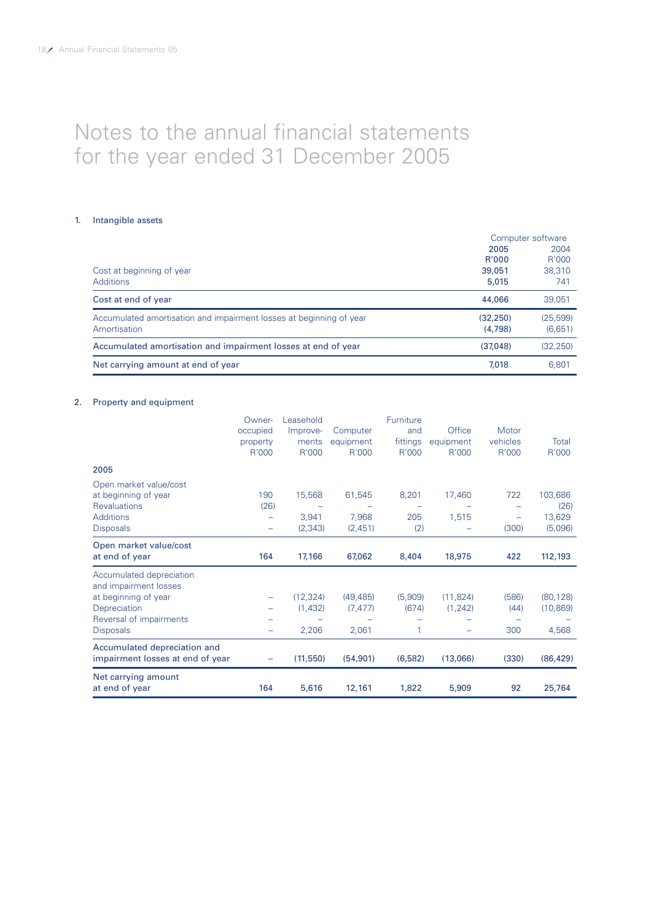# Notes to the annual financial statements for the year ended 31 December 2005

## 1. Intangible assets

| | Computer software | |
|---|---|---|
| | **2005** | 2004 |
| | **R'000** | R'000 |
| Cost at beginning of year | **39,051** | 38,310 |
| Additions | **5,015** | 741 |
| Cost at end of year | **44,066** | 39,051 |
| Accumulated amortisation and impairment losses at beginning of year | **(32,250)** | (25,599) |
| Amortisation | **(4,798)** | (6,651) |
| Accumulated amortisation and impairment losses at end of year | **(37,048)** | (32,250) |
| Net carrying amount at end of year | **7,018** | 6,801 |

## 2. Property and equipment

| | Owner-occupied property R'000 | Leasehold Improvements R'000 | Computer equipment R'000 | Furniture and fittings R'000 | Office equipment R'000 | Motor vehicles R'000 | Total R'000 |
|---|---|---|---|---|---|---|---|
| **2005** | | | | | | | |
| Open market value/cost at beginning of year | 190 | 15,568 | 61,545 | 8,201 | 17,460 | 722 | 103,686 |
| Revaluations | (26) | – | – | – | – | – | (26) |
| Additions | – | 3,941 | 7,968 | 205 | 1,515 | – | 13,629 |
| Disposals | – | (2,343) | (2,451) | (2) | – | (300) | (5,096) |
| Open market value/cost at end of year | **164** | **17,166** | **67,062** | **8,404** | **18,975** | **422** | **112,193** |
| Accumulated depreciation and impairment losses at beginning of year | – | (12,324) | (49,485) | (5,909) | (11,824) | (586) | (80,128) |
| Depreciation | – | (1,432) | (7,477) | (674) | (1,242) | (44) | (10,869) |
| Reversal of impairments | – | – | – | – | – | – | – |
| Disposals | – | 2,206 | 2,061 | 1 | – | 300 | 4,568 |
| Accumulated depreciation and impairment losses at end of year | – | **(11,550)** | **(54,901)** | **(6,582)** | **(13,066)** | **(330)** | **(86,429)** |
| Net carrying amount at end of year | **164** | **5,616** | **12,161** | **1,822** | **5,909** | **92** | **25,764** |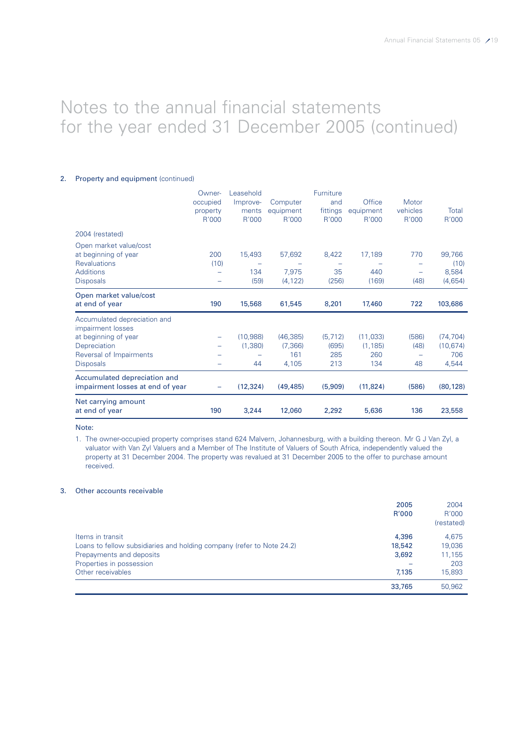# Notes to the annual financial statements for the year ended 31 December 2005 (continued)

## 2. Property and equipment (continued)

| | Owner-occupied property R'000 | Leasehold Improvements R'000 | Computer equipment R'000 | Furniture and fittings R'000 | Office equipment R'000 | Motor vehicles R'000 | Total R'000 |
|---|---|---|---|---|---|---|---|
| 2004 (restated) | | | | | | | |
| Open market value/cost at beginning of year | 200 | 15,493 | 57,692 | 8,422 | 17,189 | 770 | 99,766 |
| Revaluations | (10) | – | – | – | – | – | (10) |
| Additions | – | 134 | 7,975 | 35 | 440 | – | 8,584 |
| Disposals | – | (59) | (4,122) | (256) | (169) | (48) | (4,654) |
| **Open market value/cost at end of year** | **190** | **15,568** | **61,545** | **8,201** | **17,460** | **722** | **103,686** |
| Accumulated depreciation and impairment losses at beginning of year | – | (10,988) | (46,385) | (5,712) | (11,033) | (586) | (74,704) |
| Depreciation | – | (1,380) | (7,366) | (695) | (1,185) | (48) | (10,674) |
| Reversal of Impairments | – | – | 161 | 285 | 260 | – | 706 |
| Disposals | – | 44 | 4,105 | 213 | 134 | 48 | 4,544 |
| **Accumulated depreciation and impairment losses at end of year** | **–** | **(12,324)** | **(49,485)** | **(5,909)** | **(11,824)** | **(586)** | **(80,128)** |
| **Net carrying amount at end of year** | **190** | **3,244** | **12,060** | **2,292** | **5,636** | **136** | **23,558** |

Note:

1. The owner-occupied property comprises stand 624 Malvern, Johannesburg, with a building thereon. Mr G J Van Zyl, a valuator with Van Zyl Valuers and a Member of The Institute of Valuers of South Africa, independently valued the property at 31 December 2004. The property was revalued at 31 December 2005 to the offer to purchase amount received.

## 3. Other accounts receivable

| | 2005 R'000 | 2004 R'000 (restated) |
|---|---|---|
| Items in transit | **4,396** | 4,675 |
| Loans to fellow subsidiaries and holding company (refer to Note 24.2) | **18,542** | 19,036 |
| Prepayments and deposits | **3,692** | 11,155 |
| Properties in possession | **–** | 203 |
| Other receivables | **7,135** | 15,893 |
| | **33,765** | 50,962 |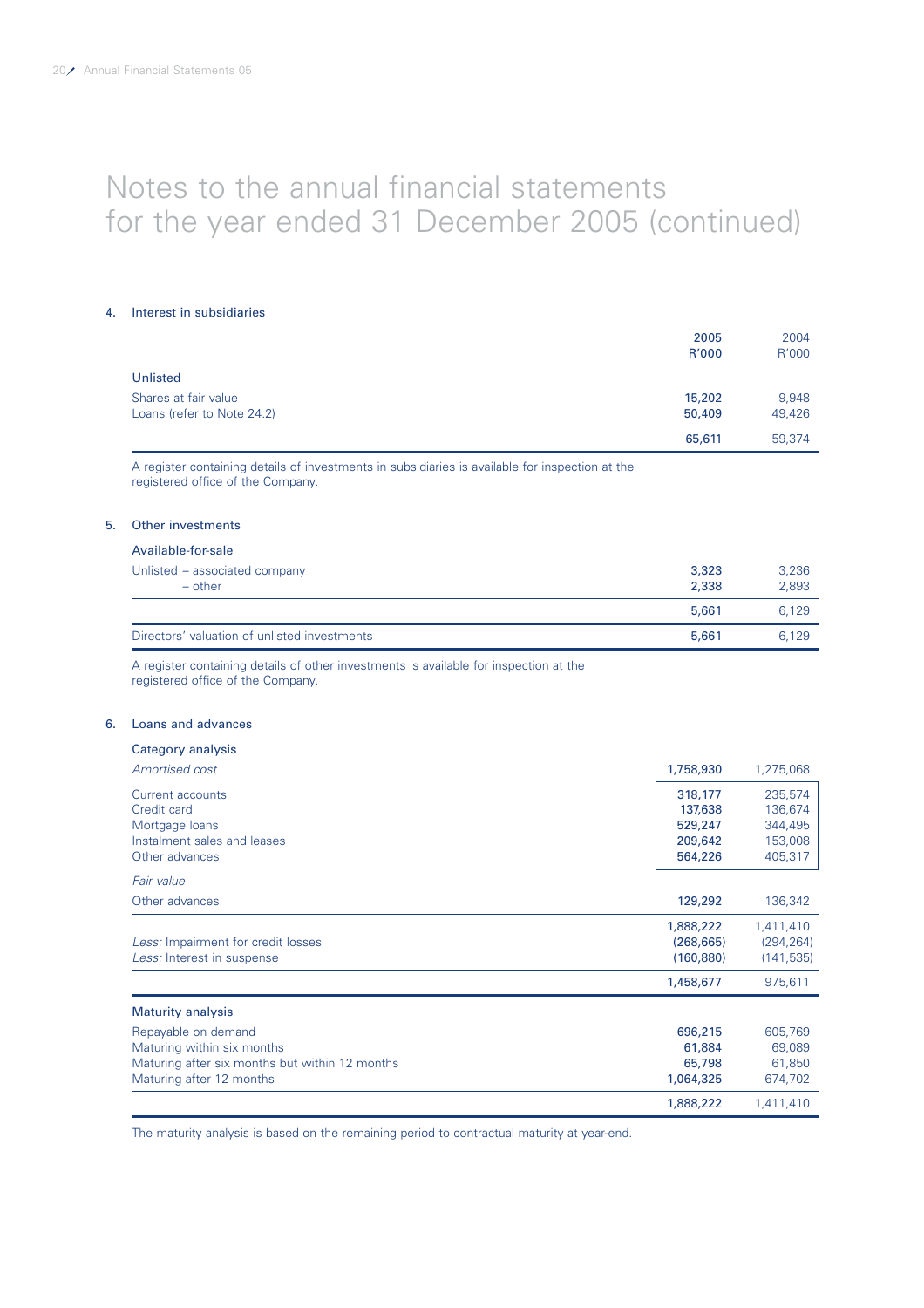# Notes to the annual financial statements for the year ended 31 December 2005 (continued)

## 4. Interest in subsidiaries

| | 2005 R'000 | 2004 R'000 |
|---|---|---|
| **Unlisted** | | |
| Shares at fair value | 15,202 | 9,948 |
| Loans (refer to Note 24.2) | 50,409 | 49,426 |
| | 65,611 | 59,374 |

A register containing details of investments in subsidiaries is available for inspection at the registered office of the Company.

## 5. Other investments

| | 2005 R'000 | 2004 R'000 |
|---|---|---|
| **Available-for-sale** | | |
| Unlisted – associated company | 3,323 | 3,236 |
| – other | 2,338 | 2,893 |
| | 5,661 | 6,129 |
| Directors' valuation of unlisted investments | 5,661 | 6,129 |

A register containing details of other investments is available for inspection at the registered office of the Company.

## 6. Loans and advances

| | 2005 R'000 | 2004 R'000 |
|---|---|---|
| **Category analysis** | | |
| *Amortised cost* | 1,758,930 | 1,275,068 |
| Current accounts | 318,177 | 235,574 |
| Credit card | 137,638 | 136,674 |
| Mortgage loans | 529,247 | 344,495 |
| Instalment sales and leases | 209,642 | 153,008 |
| Other advances | 564,226 | 405,317 |
| *Fair value* | | |
| Other advances | 129,292 | 136,342 |
| | 1,888,222 | 1,411,410 |
| *Less:* Impairment for credit losses | (268,665) | (294,264) |
| *Less:* Interest in suspense | (160,880) | (141,535) |
| | 1,458,677 | 975,611 |
| **Maturity analysis** | | |
| Repayable on demand | 696,215 | 605,769 |
| Maturing within six months | 61,884 | 69,089 |
| Maturing after six months but within 12 months | 65,798 | 61,850 |
| Maturing after 12 months | 1,064,325 | 674,702 |
| | 1,888,222 | 1,411,410 |

The maturity analysis is based on the remaining period to contractual maturity at year-end.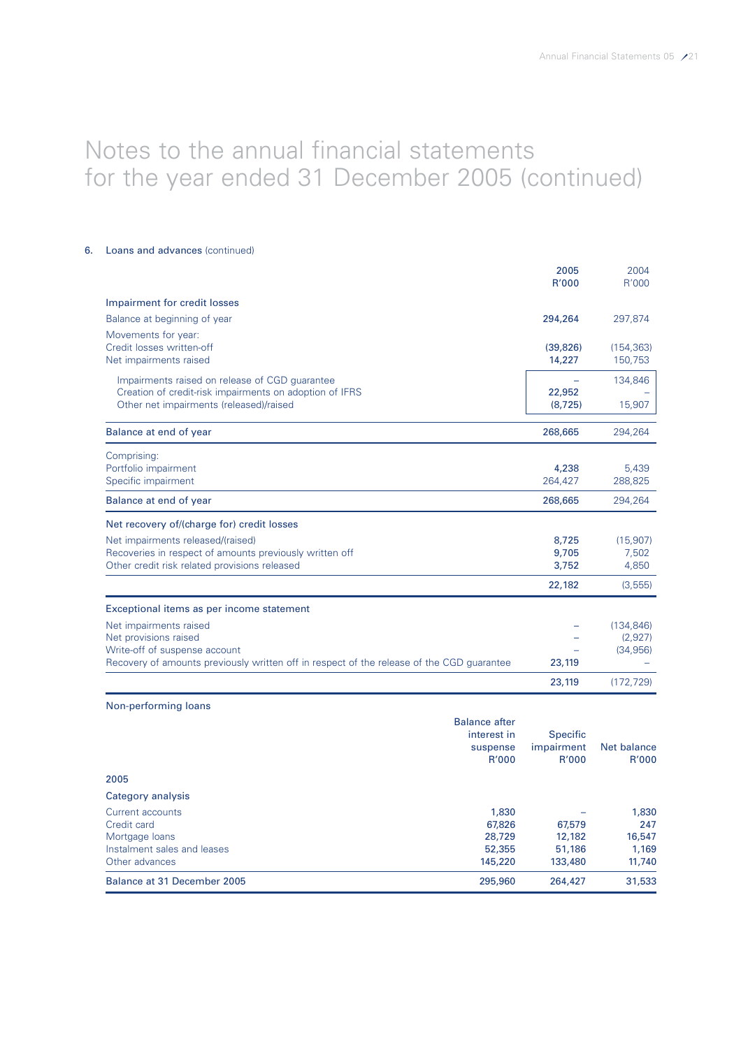# Notes to the annual financial statements for the year ended 31 December 2005 (continued)

## 6. Loans and advances (continued)

| | 2005 R'000 | 2004 R'000 |
|---|---|---|
| **Impairment for credit losses** | | |
| Balance at beginning of year | 294,264 | 297,874 |
| Movements for year: | | |
| Credit losses written-off | (39,826) | (154,363) |
| Net impairments raised | 14,227 | 150,753 |
| Impairments raised on release of CGD guarantee | – | 134,846 |
| Creation of credit-risk impairments on adoption of IFRS | 22,952 | – |
| Other net impairments (released)/raised | (8,725) | 15,907 |
| **Balance at end of year** | 268,665 | 294,264 |
| Comprising: | | |
| Portfolio impairment | 4,238 | 5,439 |
| Specific impairment | 264,427 | 288,825 |
| **Balance at end of year** | 268,665 | 294,264 |
| **Net recovery of/(charge for) credit losses** | | |
| Net impairments released/(raised) | 8,725 | (15,907) |
| Recoveries in respect of amounts previously written off | 9,705 | 7,502 |
| Other credit risk related provisions released | 3,752 | 4,850 |
| | 22,182 | (3,555) |
| **Exceptional items as per income statement** | | |
| Net impairments raised | – | (134,846) |
| Net provisions raised | – | (2,927) |
| Write-off of suspense account | – | (34,956) |
| Recovery of amounts previously written off in respect of the release of the CGD guarantee | 23,119 | – |
| | 23,119 | (172,729) |

### Non-performing loans

| | Balance after interest in suspense R'000 | Specific impairment R'000 | Net balance R'000 |
|---|---|---|---|
| **2005** | | | |
| **Category analysis** | | | |
| Current accounts | 1,830 | – | 1,830 |
| Credit card | 67,826 | 67,579 | 247 |
| Mortgage loans | 28,729 | 12,182 | 16,547 |
| Instalment sales and leases | 52,355 | 51,186 | 1,169 |
| Other advances | 145,220 | 133,480 | 11,740 |
| **Balance at 31 December 2005** | 295,960 | 264,427 | 31,533 |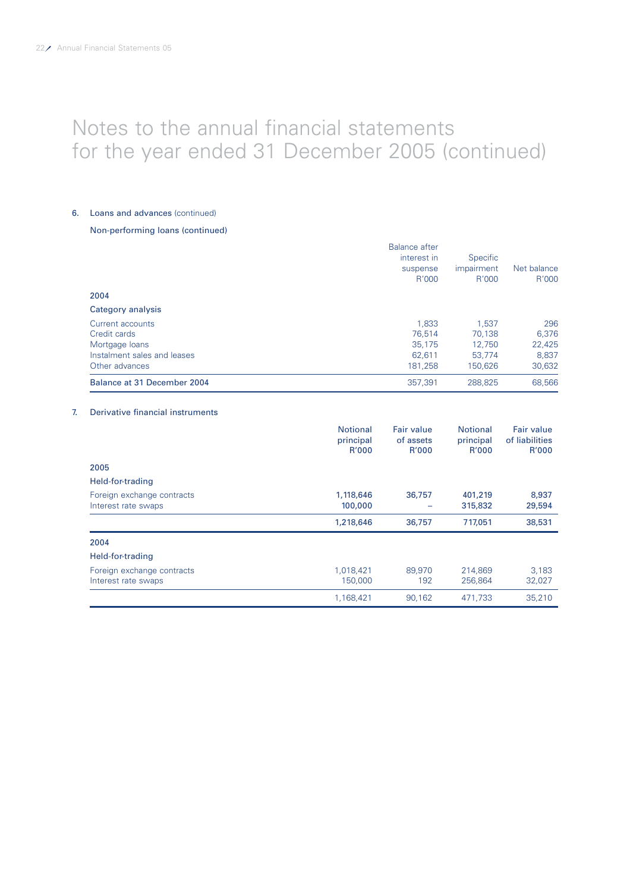# Notes to the annual financial statements for the year ended 31 December 2005 (continued)

## 6. Loans and advances (continued)

### Non-performing loans (continued)

| | Balance after interest in suspense R'000 | Specific impairment R'000 | Net balance R'000 |
|---|---|---|---|
| **2004** | | | |
| **Category analysis** | | | |
| Current accounts | 1,833 | 1,537 | 296 |
| Credit cards | 76,514 | 70,138 | 6,376 |
| Mortgage loans | 35,175 | 12,750 | 22,425 |
| Instalment sales and leases | 62,611 | 53,774 | 8,837 |
| Other advances | 181,258 | 150,626 | 30,632 |
| **Balance at 31 December 2004** | 357,391 | 288,825 | 68,566 |

## 7. Derivative financial instruments

| | Notional principal R'000 | Fair value of assets R'000 | Notional principal R'000 | Fair value of liabilities R'000 |
|---|---|---|---|---|
| **2005** | | | | |
| **Held-for-trading** | | | | |
| Foreign exchange contracts | **1,118,646** | **36,757** | **401,219** | **8,937** |
| Interest rate swaps | **100,000** | – | **315,832** | **29,594** |
| | **1,218,646** | **36,757** | **717,051** | **38,531** |
| **2004** | | | | |
| **Held-for-trading** | | | | |
| Foreign exchange contracts | 1,018,421 | 89,970 | 214,869 | 3,183 |
| Interest rate swaps | 150,000 | 192 | 256,864 | 32,027 |
| | 1,168,421 | 90,162 | 471,733 | 35,210 |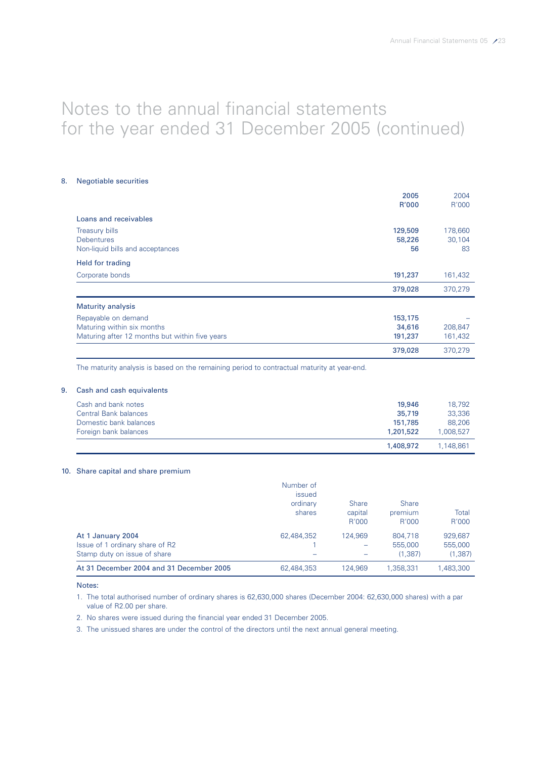# Notes to the annual financial statements for the year ended 31 December 2005 (continued)

## 8. Negotiable securities

| | 2005 R'000 | 2004 R'000 |
|---|---|---|
| **Loans and receivables** | | |
| Treasury bills | **129,509** | 178,660 |
| Debentures | **58,226** | 30,104 |
| Non-liquid bills and acceptances | **56** | 83 |
| **Held for trading** | | |
| Corporate bonds | **191,237** | 161,432 |
| | **379,028** | 370,279 |
| **Maturity analysis** | | |
| Repayable on demand | **153,175** | – |
| Maturing within six months | **34,616** | 208,847 |
| Maturing after 12 months but within five years | **191,237** | 161,432 |
| | **379,028** | 370,279 |

The maturity analysis is based on the remaining period to contractual maturity at year-end.

## 9. Cash and cash equivalents

| | 2005 R'000 | 2004 R'000 |
|---|---|---|
| Cash and bank notes | **19,946** | 18,792 |
| Central Bank balances | **35,719** | 33,336 |
| Domestic bank balances | **151,785** | 88,206 |
| Foreign bank balances | **1,201,522** | 1,008,527 |
| | **1,408,972** | 1,148,861 |

## 10. Share capital and share premium

| | Number of issued ordinary shares | Share capital R'000 | Share premium R'000 | Total R'000 |
|---|---|---|---|---|
| At 1 January 2004 | 62,484,352 | 124,969 | 804,718 | 929,687 |
| Issue of 1 ordinary share of R2 | 1 | – | 555,000 | 555,000 |
| Stamp duty on issue of share | – | – | (1,387) | (1,387) |
| At 31 December 2004 and 31 December 2005 | 62,484,353 | 124,969 | 1,358,331 | 1,483,300 |

Notes:

1. The total authorised number of ordinary shares is 62,630,000 shares (December 2004: 62,630,000 shares) with a par value of R2.00 per share.
2. No shares were issued during the financial year ended 31 December 2005.
3. The unissued shares are under the control of the directors until the next annual general meeting.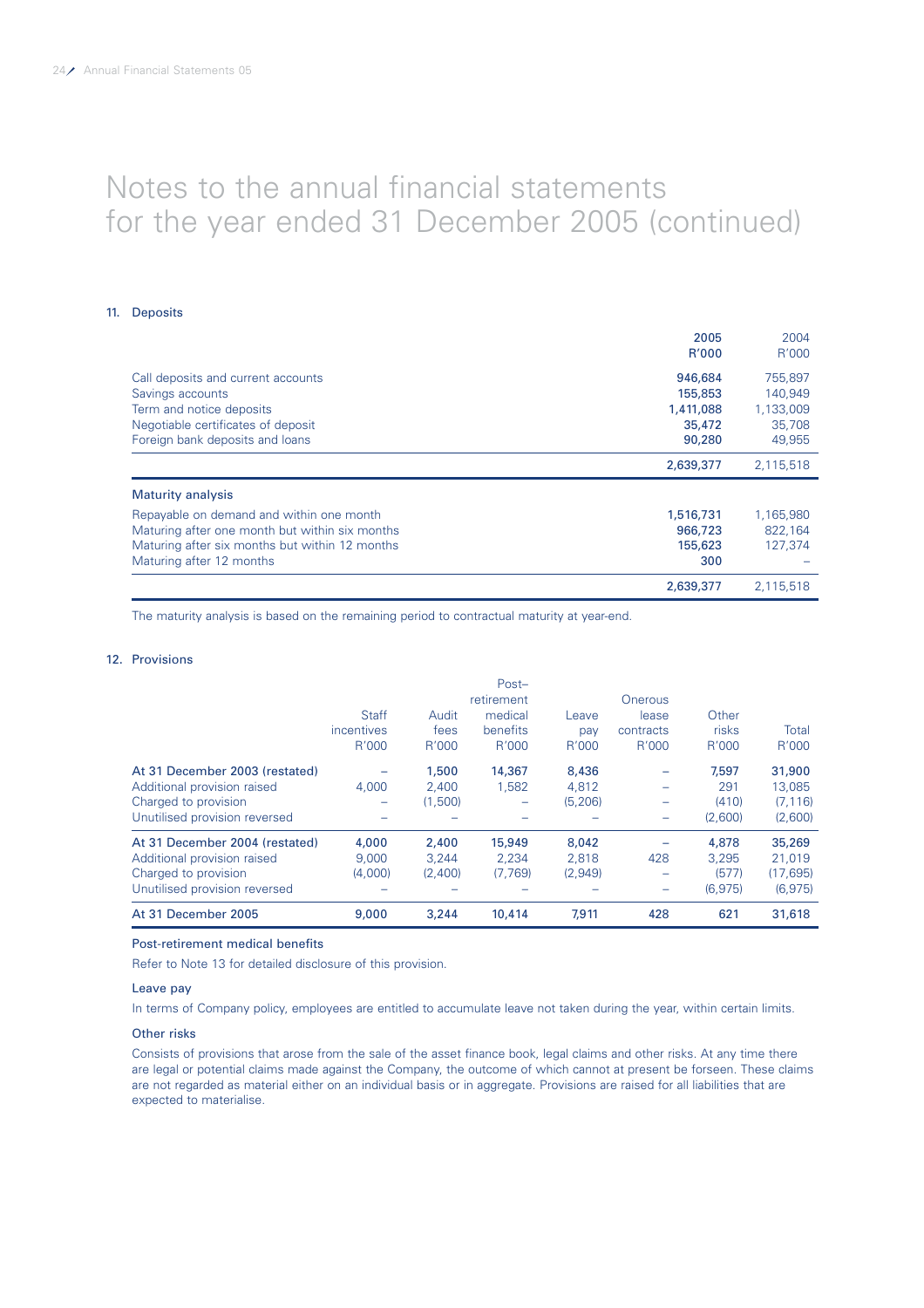# Notes to the annual financial statements for the year ended 31 December 2005 (continued)

## 11. Deposits

| | 2005 R'000 | 2004 R'000 |
|---|---|---|
| Call deposits and current accounts | 946,684 | 755,897 |
| Savings accounts | 155,853 | 140,949 |
| Term and notice deposits | 1,411,088 | 1,133,009 |
| Negotiable certificates of deposit | 35,472 | 35,708 |
| Foreign bank deposits and loans | 90,280 | 49,955 |
| | 2,639,377 | 2,115,518 |
| **Maturity analysis** | | |
| Repayable on demand and within one month | 1,516,731 | 1,165,980 |
| Maturing after one month but within six months | 966,723 | 822,164 |
| Maturing after six months but within 12 months | 155,623 | 127,374 |
| Maturing after 12 months | 300 | – |
| | 2,639,377 | 2,115,518 |

The maturity analysis is based on the remaining period to contractual maturity at year-end.

## 12. Provisions

| | Staff incentives R'000 | Audit fees R'000 | Post-retirement medical benefits R'000 | Leave pay R'000 | Onerous lease contracts R'000 | Other risks R'000 | Total R'000 |
|---|---|---|---|---|---|---|---|
| At 31 December 2003 (restated) | – | 1,500 | 14,367 | 8,436 | – | 7,597 | 31,900 |
| Additional provision raised | 4,000 | 2,400 | 1,582 | 4,812 | – | 291 | 13,085 |
| Charged to provision | – | (1,500) | – | (5,206) | – | (410) | (7,116) |
| Unutilised provision reversed | – | – | – | – | – | (2,600) | (2,600) |
| At 31 December 2004 (restated) | 4,000 | 2,400 | 15,949 | 8,042 | – | 4,878 | 35,269 |
| Additional provision raised | 9,000 | 3,244 | 2,234 | 2,818 | 428 | 3,295 | 21,019 |
| Charged to provision | (4,000) | (2,400) | (7,769) | (2,949) | – | (577) | (17,695) |
| Unutilised provision reversed | – | – | – | – | – | (6,975) | (6,975) |
| At 31 December 2005 | 9,000 | 3,244 | 10,414 | 7,911 | 428 | 621 | 31,618 |

### Post-retirement medical benefits

Refer to Note 13 for detailed disclosure of this provision.

### Leave pay

In terms of Company policy, employees are entitled to accumulate leave not taken during the year, within certain limits.

### Other risks

Consists of provisions that arose from the sale of the asset finance book, legal claims and other risks. At any time there are legal or potential claims made against the Company, the outcome of which cannot at present be forseen. These claims are not regarded as material either on an individual basis or in aggregate. Provisions are raised for all liabilities that are expected to materialise.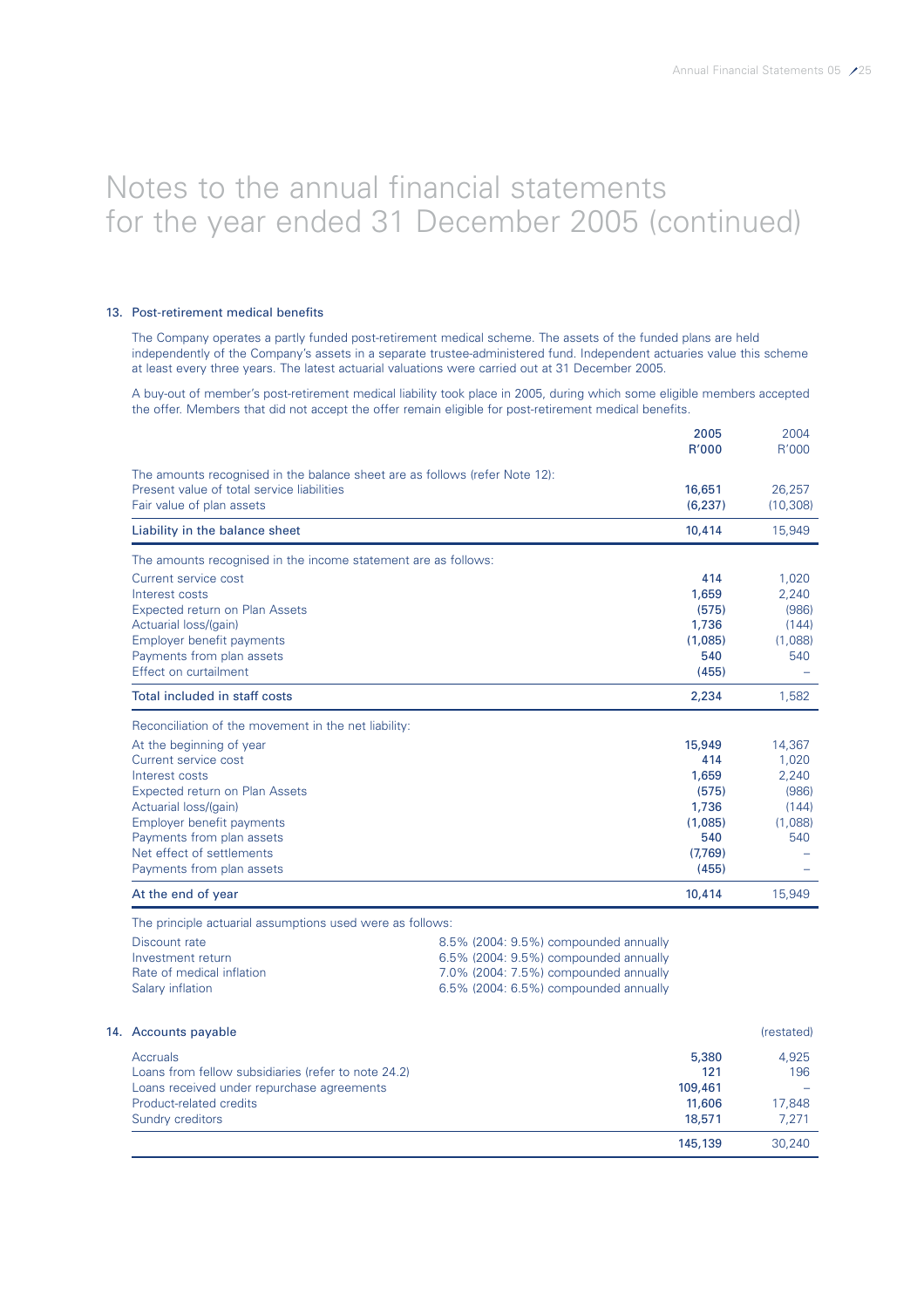# Notes to the annual financial statements for the year ended 31 December 2005 (continued)

### 13. Post-retirement medical benefits

The Company operates a partly funded post-retirement medical scheme. The assets of the funded plans are held independently of the Company's assets in a separate trustee-administered fund. Independent actuaries value this scheme at least every three years. The latest actuarial valuations were carried out at 31 December 2005.

A buy-out of member's post-retirement medical liability took place in 2005, during which some eligible members accepted the offer. Members that did not accept the offer remain eligible for post-retirement medical benefits.

| | 2005 R'000 | 2004 R'000 |
|---|---|---|
| The amounts recognised in the balance sheet are as follows (refer Note 12): | | |
| Present value of total service liabilities | 16,651 | 26,257 |
| Fair value of plan assets | (6,237) | (10,308) |
| **Liability in the balance sheet** | **10,414** | **15,949** |
| The amounts recognised in the income statement are as follows: | | |
| Current service cost | 414 | 1,020 |
| Interest costs | 1,659 | 2,240 |
| Expected return on Plan Assets | (575) | (986) |
| Actuarial loss/(gain) | 1,736 | (144) |
| Employer benefit payments | (1,085) | (1,088) |
| Payments from plan assets | 540 | 540 |
| Effect on curtailment | (455) | – |
| **Total included in staff costs** | **2,234** | **1,582** |
| Reconciliation of the movement in the net liability: | | |
| At the beginning of year | 15,949 | 14,367 |
| Current service cost | 414 | 1,020 |
| Interest costs | 1,659 | 2,240 |
| Expected return on Plan Assets | (575) | (986) |
| Actuarial loss/(gain) | 1,736 | (144) |
| Employer benefit payments | (1,085) | (1,088) |
| Payments from plan assets | 540 | 540 |
| Net effect of settlements | (7,769) | – |
| Payments from plan assets | (455) | – |
| **At the end of year** | **10,414** | **15,949** |

The principle actuarial assumptions used were as follows:

| | |
|---|---|
| Discount rate | 8.5% (2004: 9.5%) compounded annually |
| Investment return | 6.5% (2004: 9.5%) compounded annually |
| Rate of medical inflation | 7.0% (2004: 7.5%) compounded annually |
| Salary inflation | 6.5% (2004: 6.5%) compounded annually |

### 14. Accounts payable

| | 2005 | 2004 (restated) |
|---|---|---|
| Accruals | 5,380 | 4,925 |
| Loans from fellow subsidiaries (refer to note 24.2) | 121 | 196 |
| Loans received under repurchase agreements | 109,461 | – |
| Product-related credits | 11,606 | 17,848 |
| Sundry creditors | 18,571 | 7,271 |
| | **145,139** | **30,240** |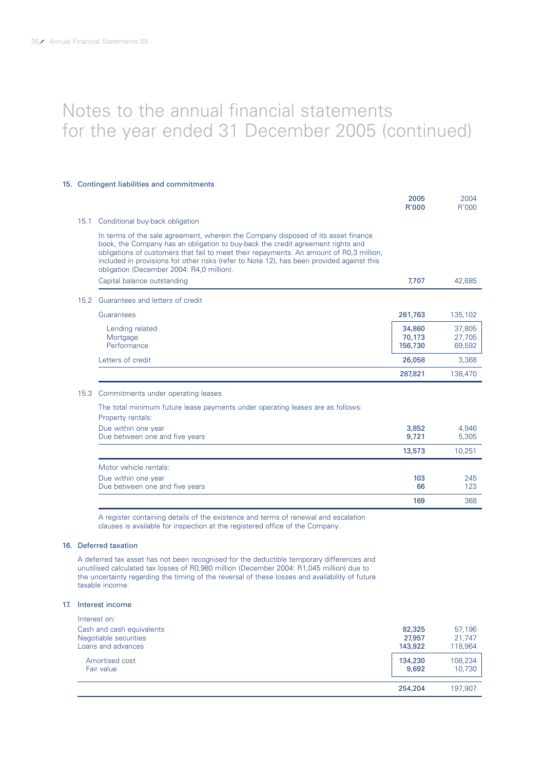# Notes to the annual financial statements for the year ended 31 December 2005 (continued)

## 15. Contingent liabilities and commitments

| | 2005 R'000 | 2004 R'000 |
|---|---|---|
| **15.1 Conditional buy-back obligation** | | |
| In terms of the sale agreement, wherein the Company disposed of its asset finance book, the Company has an obligation to buy-back the credit agreement rights and obligations of customers that fail to meet their repayments. An amount of R0,3 million, included in provisions for other risks (refer to Note 12), has been provided against this obligation (December 2004: R4,0 million). | | |
| Capital balance outstanding | 7,707 | 42,685 |
| **15.2 Guarantees and letters of credit** | | |
| Guarantees | 261,763 | 135,102 |
| Lending related | 34,860 | 37,805 |
| Mortgage | 70,173 | 27,705 |
| Performance | 156,730 | 69,592 |
| Letters of credit | 26,058 | 3,368 |
| | 287,821 | 138,470 |
| **15.3 Commitments under operating leases** | | |
| The total minimum future lease payments under operating leases are as follows: | | |
| Property rentals: | | |
| Due within one year | 3,852 | 4,946 |
| Due between one and five years | 9,721 | 5,305 |
| | 13,573 | 10,251 |
| Motor vehicle rentals: | | |
| Due within one year | 103 | 245 |
| Due between one and five years | 66 | 123 |
| | 169 | 368 |

A register containing details of the existence and terms of renewal and escalation clauses is available for inspection at the registered office of the Company.

## 16. Deferred taxation

A deferred tax asset has not been recognised for the deductible temporary differences and unutilised calculated tax losses of R0,980 million (December 2004: R1,045 million) due to the uncertainty regarding the timing of the reversal of these losses and availability of future taxable income.

## 17. Interest income

| | 2005 R'000 | 2004 R'000 |
|---|---|---|
| Interest on: | | |
| Cash and cash equivalents | 82,325 | 57,196 |
| Negotiable securities | 27,957 | 21,747 |
| Loans and advances | 143,922 | 118,964 |
| Amortised cost | 134,230 | 108,234 |
| Fair value | 9,692 | 10,730 |
| | 254,204 | 197,907 |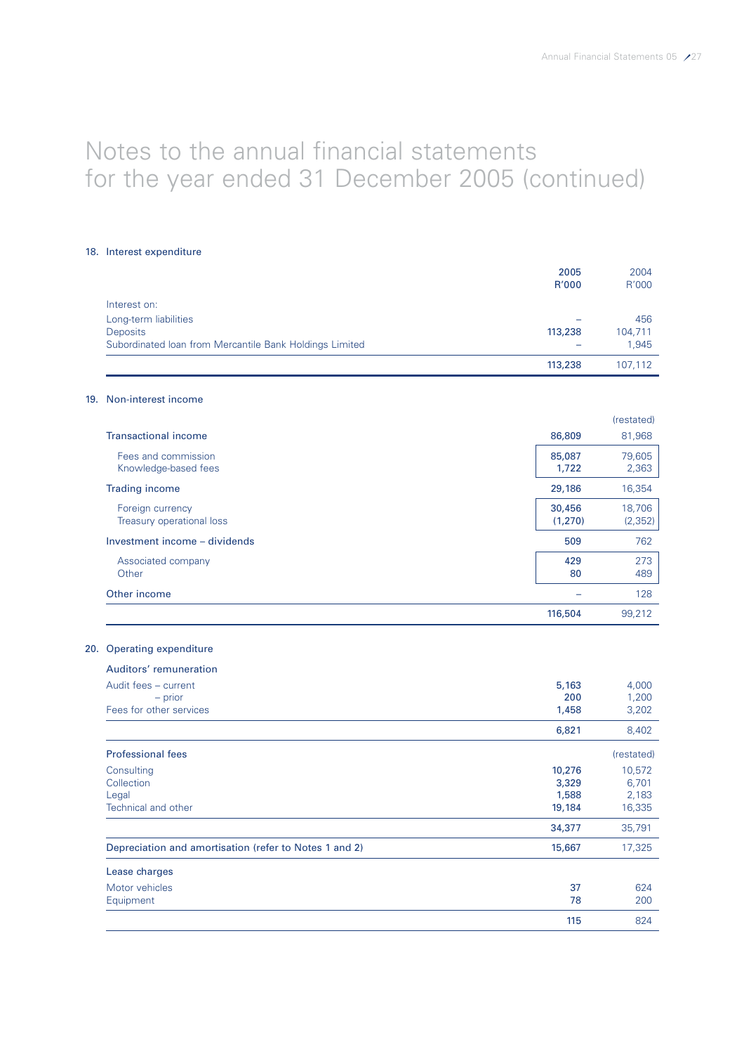# Notes to the annual financial statements for the year ended 31 December 2005 (continued)

## 18. Interest expenditure

| | 2005 R'000 | 2004 R'000 |
|---|---|---|
| Interest on: | | |
| Long-term liabilities | – | 456 |
| Deposits | 113,238 | 104,711 |
| Subordinated loan from Mercantile Bank Holdings Limited | – | 1,945 |
| | 113,238 | 107,112 |

## 19. Non-interest income

| | 2005 | (restated) 2004 |
|---|---|---|
| **Transactional income** | 86,809 | 81,968 |
| Fees and commission | 85,087 | 79,605 |
| Knowledge-based fees | 1,722 | 2,363 |
| **Trading income** | 29,186 | 16,354 |
| Foreign currency | 30,456 | 18,706 |
| Treasury operational loss | (1,270) | (2,352) |
| **Investment income – dividends** | 509 | 762 |
| Associated company | 429 | 273 |
| Other | 80 | 489 |
| **Other income** | – | 128 |
| | 116,504 | 99,212 |

## 20. Operating expenditure

| | 2005 | 2004 |
|---|---|---|
| **Auditors' remuneration** | | |
| Audit fees – current | 5,163 | 4,000 |
| – prior | 200 | 1,200 |
| Fees for other services | 1,458 | 3,202 |
| | 6,821 | 8,402 |
| **Professional fees** | | (restated) |
| Consulting | 10,276 | 10,572 |
| Collection | 3,329 | 6,701 |
| Legal | 1,588 | 2,183 |
| Technical and other | 19,184 | 16,335 |
| | 34,377 | 35,791 |
| **Depreciation and amortisation (refer to Notes 1 and 2)** | 15,667 | 17,325 |
| **Lease charges** | | |
| Motor vehicles | 37 | 624 |
| Equipment | 78 | 200 |
| | 115 | 824 |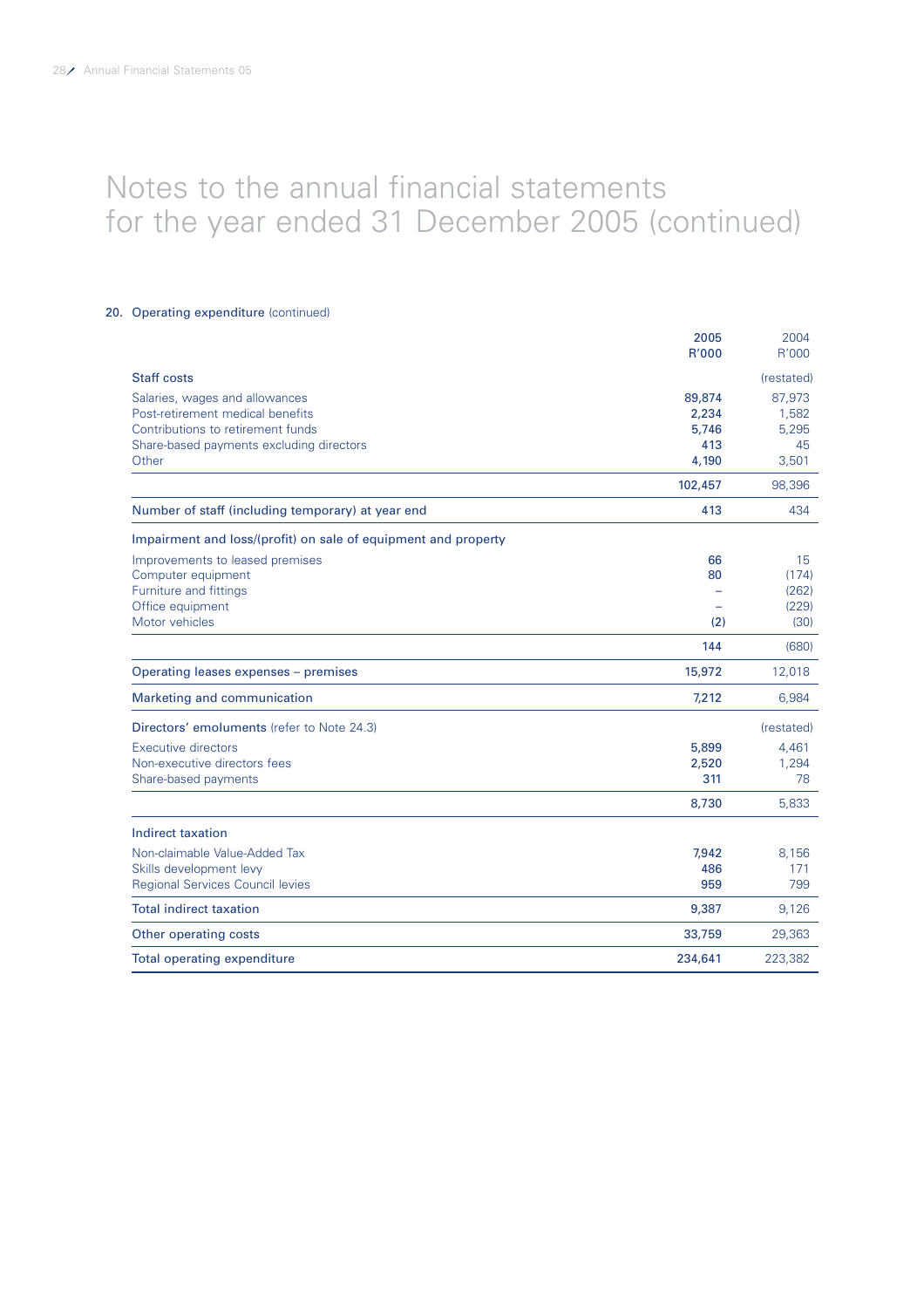# Notes to the annual financial statements for the year ended 31 December 2005 (continued)

## 20. Operating expenditure (continued)

| | 2005 R'000 | 2004 R'000 |
|---|---|---|
| **Staff costs** | | (restated) |
| Salaries, wages and allowances | 89,874 | 87,973 |
| Post-retirement medical benefits | 2,234 | 1,582 |
| Contributions to retirement funds | 5,746 | 5,295 |
| Share-based payments excluding directors | 413 | 45 |
| Other | 4,190 | 3,501 |
| | 102,457 | 98,396 |
| **Number of staff (including temporary) at year end** | 413 | 434 |
| **Impairment and loss/(profit) on sale of equipment and property** | | |
| Improvements to leased premises | 66 | 15 |
| Computer equipment | 80 | (174) |
| Furniture and fittings | – | (262) |
| Office equipment | – | (229) |
| Motor vehicles | (2) | (30) |
| | 144 | (680) |
| **Operating leases expenses – premises** | 15,972 | 12,018 |
| **Marketing and communication** | 7,212 | 6,984 |
| **Directors' emoluments** (refer to Note 24.3) | | (restated) |
| Executive directors | 5,899 | 4,461 |
| Non-executive directors fees | 2,520 | 1,294 |
| Share-based payments | 311 | 78 |
| | 8,730 | 5,833 |
| **Indirect taxation** | | |
| Non-claimable Value-Added Tax | 7,942 | 8,156 |
| Skills development levy | 486 | 171 |
| Regional Services Council levies | 959 | 799 |
| **Total indirect taxation** | 9,387 | 9,126 |
| **Other operating costs** | 33,759 | 29,363 |
| **Total operating expenditure** | 234,641 | 223,382 |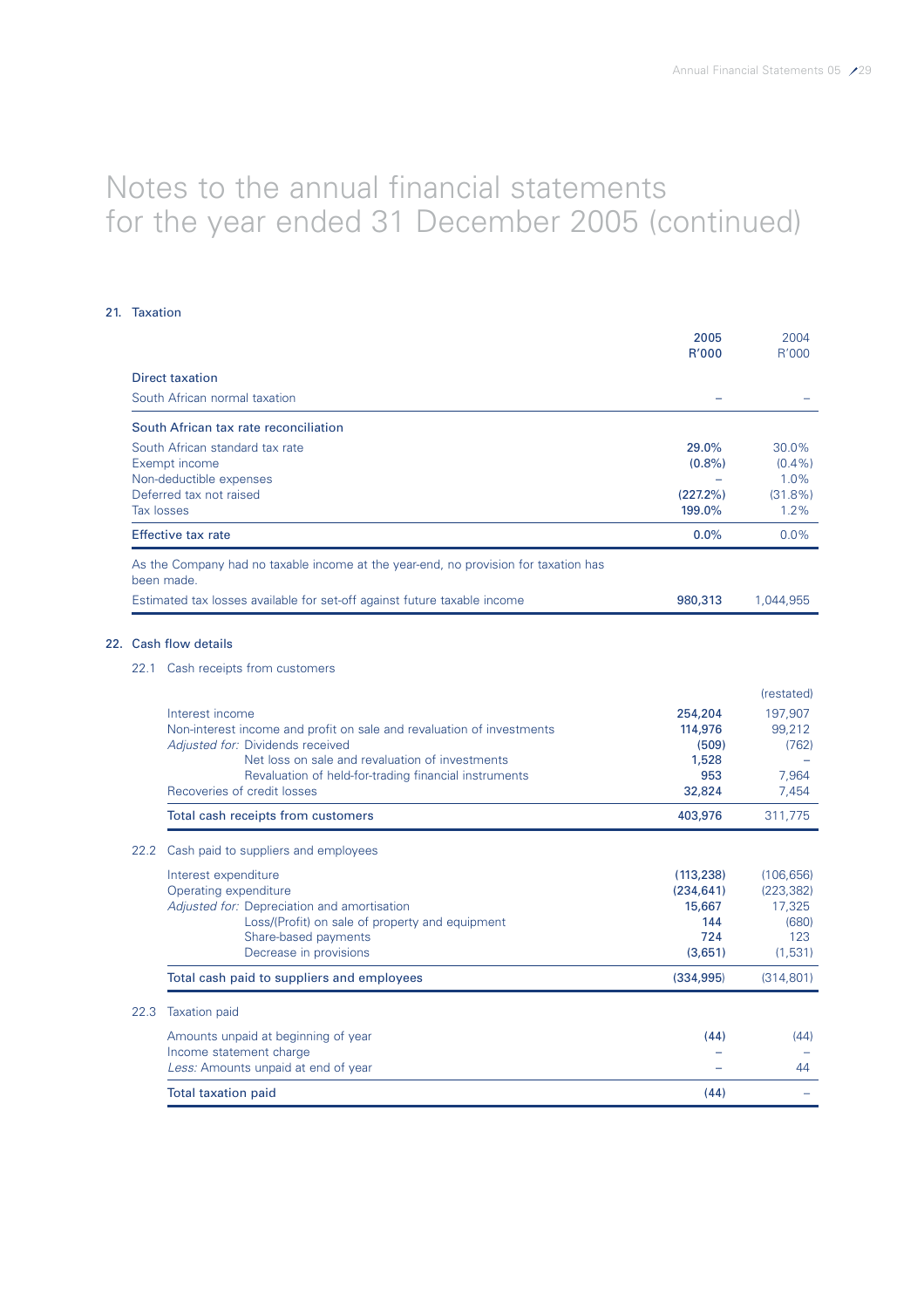# Notes to the annual financial statements for the year ended 31 December 2005 (continued)

## 21. Taxation

| | 2005 R'000 | 2004 R'000 |
|---|---|---|
| **Direct taxation** | | |
| South African normal taxation | – | – |
| **South African tax rate reconciliation** | | |
| South African standard tax rate | 29.0% | 30.0% |
| Exempt income | (0.8%) | (0.4%) |
| Non-deductible expenses | – | 1.0% |
| Deferred tax not raised | (227.2%) | (31.8%) |
| Tax losses | 199.0% | 1.2% |
| **Effective tax rate** | 0.0% | 0.0% |

As the Company had no taxable income at the year-end, no provision for taxation has been made.

| | 2005 R'000 | 2004 R'000 |
|---|---|---|
| Estimated tax losses available for set-off against future taxable income | 980,313 | 1,044,955 |

## 22. Cash flow details

### 22.1 Cash receipts from customers

| | 2005 R'000 | 2004 R'000 (restated) |
|---|---|---|
| Interest income | 254,204 | 197,907 |
| Non-interest income and profit on sale and revaluation of investments | 114,976 | 99,212 |
| *Adjusted for:* Dividends received | (509) | (762) |
| Net loss on sale and revaluation of investments | 1,528 | – |
| Revaluation of held-for-trading financial instruments | 953 | 7,964 |
| Recoveries of credit losses | 32,824 | 7,454 |
| **Total cash receipts from customers** | 403,976 | 311,775 |

### 22.2 Cash paid to suppliers and employees

| | 2005 R'000 | 2004 R'000 |
|---|---|---|
| Interest expenditure | (113,238) | (106,656) |
| Operating expenditure | (234,641) | (223,382) |
| *Adjusted for:* Depreciation and amortisation | 15,667 | 17,325 |
| Loss/(Profit) on sale of property and equipment | 144 | (680) |
| Share-based payments | 724 | 123 |
| Decrease in provisions | (3,651) | (1,531) |
| **Total cash paid to suppliers and employees** | (334,995) | (314,801) |

### 22.3 Taxation paid

| | 2005 R'000 | 2004 R'000 |
|---|---|---|
| Amounts unpaid at beginning of year | (44) | (44) |
| Income statement charge | – | – |
| *Less:* Amounts unpaid at end of year | – | 44 |
| **Total taxation paid** | (44) | – |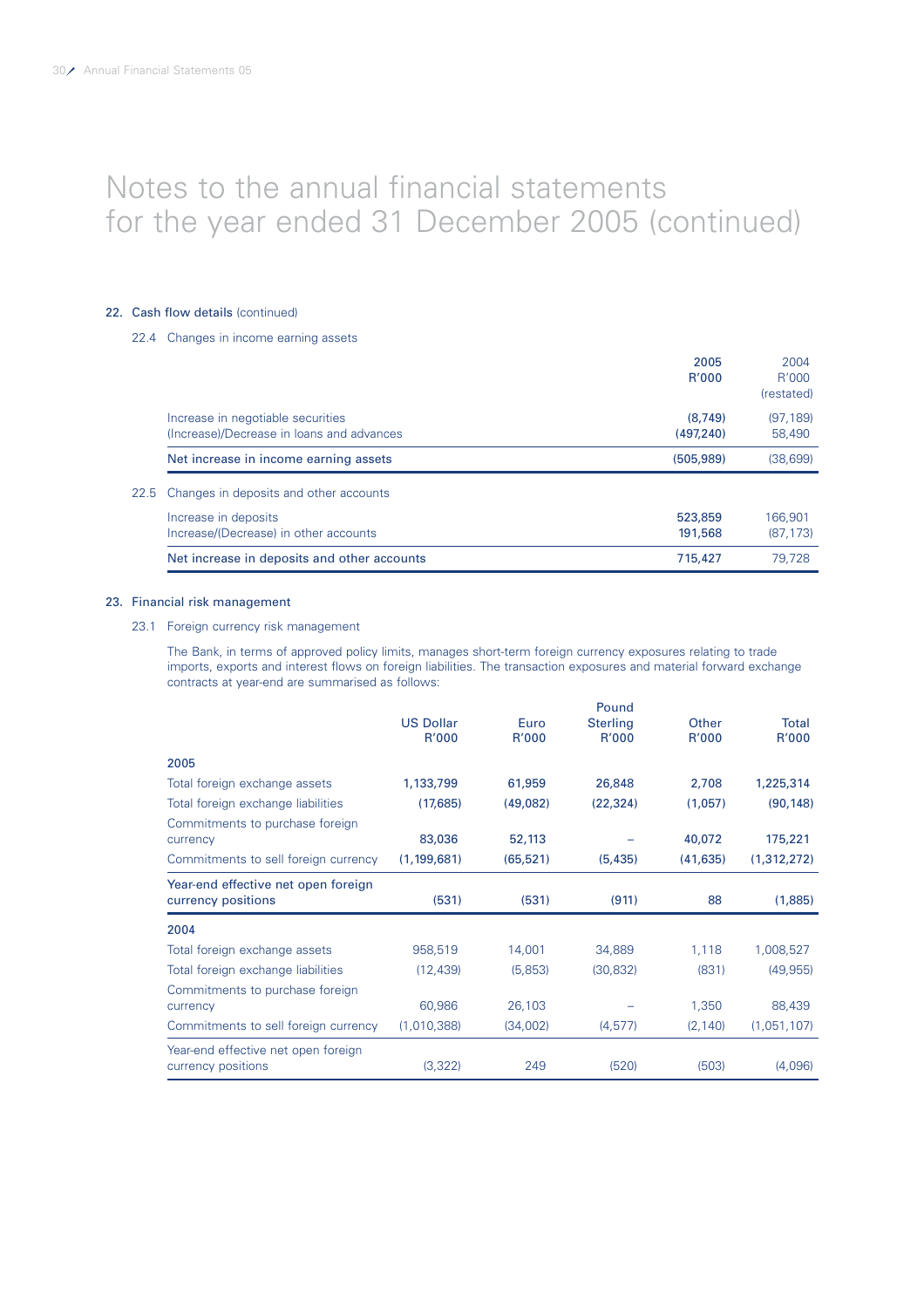# Notes to the annual financial statements for the year ended 31 December 2005 (continued)

## 22. Cash flow details (continued)

### 22.4 Changes in income earning assets

| | 2005 R'000 | 2004 R'000 (restated) |
|---|---|---|
| Increase in negotiable securities | (8,749) | (97,189) |
| (Increase)/Decrease in loans and advances | (497,240) | 58,490 |
| **Net increase in income earning assets** | **(505,989)** | (38,699) |

### 22.5 Changes in deposits and other accounts

| | 2005 R'000 | 2004 R'000 (restated) |
|---|---|---|
| Increase in deposits | 523,859 | 166,901 |
| Increase/(Decrease) in other accounts | 191,568 | (87,173) |
| **Net increase in deposits and other accounts** | **715,427** | 79,728 |

## 23. Financial risk management

### 23.1 Foreign currency risk management

The Bank, in terms of approved policy limits, manages short-term foreign currency exposures relating to trade imports, exports and interest flows on foreign liabilities. The transaction exposures and material forward exchange contracts at year-end are summarised as follows:

| | US Dollar R'000 | Euro R'000 | Pound Sterling R'000 | Other R'000 | Total R'000 |
|---|---|---|---|---|---|
| **2005** | | | | | |
| Total foreign exchange assets | 1,133,799 | 61,959 | 26,848 | 2,708 | 1,225,314 |
| Total foreign exchange liabilities | (17,685) | (49,082) | (22,324) | (1,057) | (90,148) |
| Commitments to purchase foreign currency | 83,036 | 52,113 | – | 40,072 | 175,221 |
| Commitments to sell foreign currency | (1,199,681) | (65,521) | (5,435) | (41,635) | (1,312,272) |
| **Year-end effective net open foreign currency positions** | **(531)** | **(531)** | **(911)** | **88** | **(1,885)** |
| **2004** | | | | | |
| Total foreign exchange assets | 958,519 | 14,001 | 34,889 | 1,118 | 1,008,527 |
| Total foreign exchange liabilities | (12,439) | (5,853) | (30,832) | (831) | (49,955) |
| Commitments to purchase foreign currency | 60,986 | 26,103 | – | 1,350 | 88,439 |
| Commitments to sell foreign currency | (1,010,388) | (34,002) | (4,577) | (2,140) | (1,051,107) |
| Year-end effective net open foreign currency positions | (3,322) | 249 | (520) | (503) | (4,096) |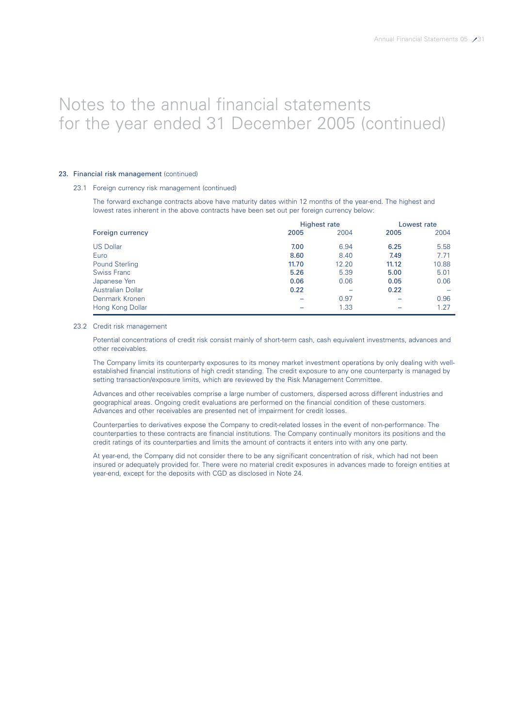# Notes to the annual financial statements for the year ended 31 December 2005 (continued)

## 23. Financial risk management (continued)

### 23.1 Foreign currency risk management (continued)

The forward exchange contracts above have maturity dates within 12 months of the year-end. The highest and lowest rates inherent in the above contracts have been set out per foreign currency below:

| Foreign currency | Highest rate | | Lowest rate | |
|---|---|---|---|---|
| | **2005** | 2004 | **2005** | 2004 |
| US Dollar | **7.00** | 6.94 | **6.25** | 5.58 |
| Euro | **8.60** | 8.40 | **7.49** | 7.71 |
| Pound Sterling | **11.70** | 12.20 | **11.12** | 10.88 |
| Swiss Franc | **5.26** | 5.39 | **5.00** | 5.01 |
| Japanese Yen | **0.06** | 0.06 | **0.05** | 0.06 |
| Australian Dollar | **0.22** | – | **0.22** | – |
| Denmark Kronen | – | 0.97 | – | 0.96 |
| Hong Kong Dollar | – | 1.33 | – | 1.27 |

### 23.2 Credit risk management

Potential concentrations of credit risk consist mainly of short-term cash, cash equivalent investments, advances and other receivables.

The Company limits its counterparty exposures to its money market investment operations by only dealing with well-established financial institutions of high credit standing. The credit exposure to any one counterparty is managed by setting transaction/exposure limits, which are reviewed by the Risk Management Committee.

Advances and other receivables comprise a large number of customers, dispersed across different industries and geographical areas. Ongoing credit evaluations are performed on the financial condition of these customers. Advances and other receivables are presented net of impairment for credit losses.

Counterparties to derivatives expose the Company to credit-related losses in the event of non-performance. The counterparties to these contracts are financial institutions. The Company continually monitors its positions and the credit ratings of its counterparties and limits the amount of contracts it enters into with any one party.

At year-end, the Company did not consider there to be any significant concentration of risk, which had not been insured or adequately provided for. There were no material credit exposures in advances made to foreign entities at year-end, except for the deposits with CGD as disclosed in Note 24.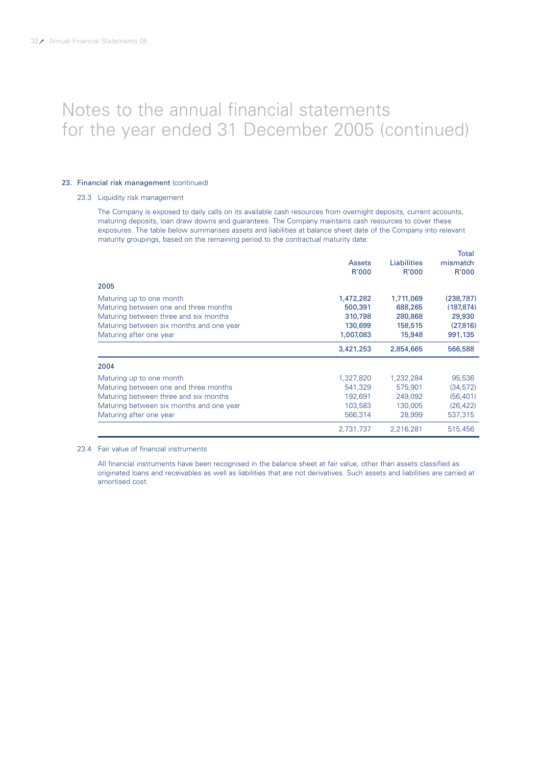# Notes to the annual financial statements for the year ended 31 December 2005 (continued)

## 23. Financial risk management (continued)

### 23.3 Liquidity risk management

The Company is exposed to daily calls on its available cash resources from overnight deposits, current accounts, maturing deposits, loan draw downs and guarantees. The Company maintains cash resources to cover these exposures. The table below summarises assets and liabilities at balance sheet date of the Company into relevant maturity groupings, based on the remaining period to the contractual maturity date:

| | Assets R'000 | Liabilities R'000 | Total mismatch R'000 |
|---|---|---|---|
| **2005** | | | |
| Maturing up to one month | 1,472,282 | 1,711,069 | (238,787) |
| Maturing between one and three months | 500,391 | 688,265 | (187,874) |
| Maturing between three and six months | 310,798 | 280,868 | 29,930 |
| Maturing between six months and one year | 130,699 | 158,515 | (27,816) |
| Maturing after one year | 1,007,083 | 15,948 | 991,135 |
| | 3,421,253 | 2,854,665 | 566,588 |
| **2004** | | | |
| Maturing up to one month | 1,327,820 | 1,232,284 | 95,536 |
| Maturing between one and three months | 541,329 | 575,901 | (34,572) |
| Maturing between three and six months | 192,691 | 249,092 | (56,401) |
| Maturing between six months and one year | 103,583 | 130,005 | (26,422) |
| Maturing after one year | 566,314 | 28,999 | 537,315 |
| | 2,731,737 | 2,216,281 | 515,456 |

### 23.4 Fair value of financial instruments

All financial instruments have been recognised in the balance sheet at fair value, other than assets classified as originated loans and receivables as well as liabilities that are not derivatives. Such assets and liabilities are carried at amortised cost.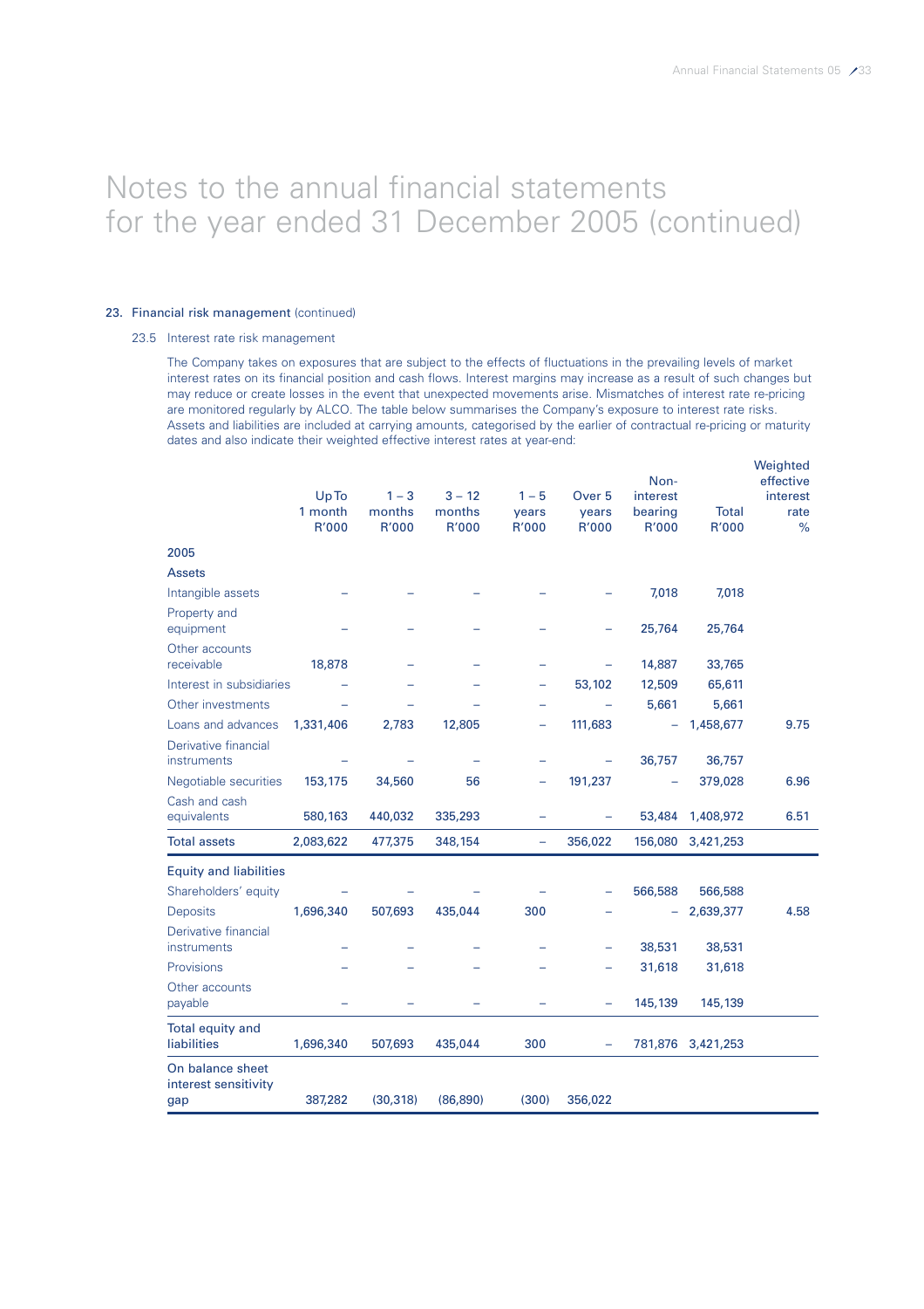# Notes to the annual financial statements for the year ended 31 December 2005 (continued)

## 23. Financial risk management (continued)

### 23.5 Interest rate risk management

The Company takes on exposures that are subject to the effects of fluctuations in the prevailing levels of market interest rates on its financial position and cash flows. Interest margins may increase as a result of such changes but may reduce or create losses in the event that unexpected movements arise. Mismatches of interest rate re-pricing are monitored regularly by ALCO. The table below summarises the Company's exposure to interest rate risks. Assets and liabilities are included at carrying amounts, categorised by the earlier of contractual re-pricing or maturity dates and also indicate their weighted effective interest rates at year-end:

| | Up To 1 month R'000 | 1 – 3 months R'000 | 3 – 12 months R'000 | 1 – 5 years R'000 | Over 5 years R'000 | Non-interest bearing R'000 | Total R'000 | Weighted effective interest rate % |
|---|---|---|---|---|---|---|---|---|
| **2005** | | | | | | | | |
| **Assets** | | | | | | | | |
| Intangible assets | – | – | – | – | – | 7,018 | 7,018 | |
| Property and equipment | – | – | – | – | – | 25,764 | 25,764 | |
| Other accounts receivable | 18,878 | – | – | – | – | 14,887 | 33,765 | |
| Interest in subsidiaries | – | – | – | – | 53,102 | 12,509 | 65,611 | |
| Other investments | – | – | – | – | – | 5,661 | 5,661 | |
| Loans and advances | 1,331,406 | 2,783 | 12,805 | – | 111,683 | – | 1,458,677 | 9.75 |
| Derivative financial instruments | – | – | – | – | – | 36,757 | 36,757 | |
| Negotiable securities | 153,175 | 34,560 | 56 | – | 191,237 | – | 379,028 | 6.96 |
| Cash and cash equivalents | 580,163 | 440,032 | 335,293 | – | – | 53,484 | 1,408,972 | 6.51 |
| **Total assets** | 2,083,622 | 477,375 | 348,154 | – | 356,022 | 156,080 | 3,421,253 | |
| **Equity and liabilities** | | | | | | | | |
| Shareholders' equity | – | – | – | – | – | 566,588 | 566,588 | |
| Deposits | 1,696,340 | 507,693 | 435,044 | 300 | – | – | 2,639,377 | 4.58 |
| Derivative financial instruments | – | – | – | – | – | 38,531 | 38,531 | |
| Provisions | – | – | – | – | – | 31,618 | 31,618 | |
| Other accounts payable | – | – | – | – | – | 145,139 | 145,139 | |
| **Total equity and liabilities** | 1,696,340 | 507,693 | 435,044 | 300 | – | 781,876 | 3,421,253 | |
| **On balance sheet interest sensitivity gap** | 387,282 | (30,318) | (86,890) | (300) | 356,022 | | | |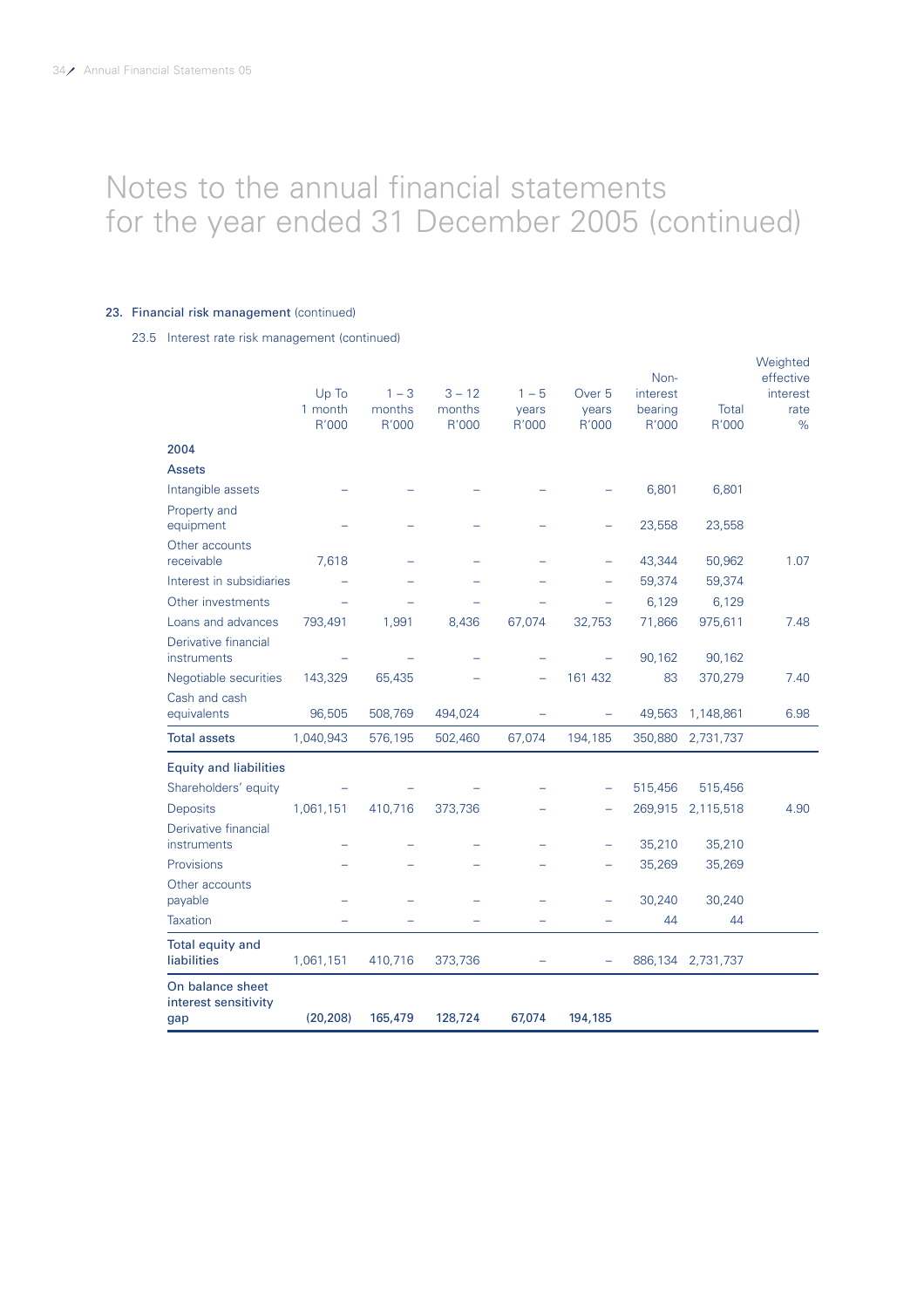# Notes to the annual financial statements for the year ended 31 December 2005 (continued)

## 23. Financial risk management (continued)

### 23.5 Interest rate risk management (continued)

| | Up To 1 month R'000 | 1 – 3 months R'000 | 3 – 12 months R'000 | 1 – 5 years R'000 | Over 5 years R'000 | Non-interest bearing R'000 | Total R'000 | Weighted effective interest rate % |
|---|---|---|---|---|---|---|---|---|
| **2004** | | | | | | | | |
| **Assets** | | | | | | | | |
| Intangible assets | – | – | – | – | – | 6,801 | 6,801 | |
| Property and equipment | – | – | – | – | – | 23,558 | 23,558 | |
| Other accounts receivable | 7,618 | – | – | – | – | 43,344 | 50,962 | 1.07 |
| Interest in subsidiaries | – | – | – | – | – | 59,374 | 59,374 | |
| Other investments | – | – | – | – | – | 6,129 | 6,129 | |
| Loans and advances | 793,491 | 1,991 | 8,436 | 67,074 | 32,753 | 71,866 | 975,611 | 7.48 |
| Derivative financial instruments | – | – | – | – | – | 90,162 | 90,162 | |
| Negotiable securities | 143,329 | 65,435 | – | – | 161 432 | 83 | 370,279 | 7.40 |
| Cash and cash equivalents | 96,505 | 508,769 | 494,024 | – | – | 49,563 | 1,148,861 | 6.98 |
| **Total assets** | 1,040,943 | 576,195 | 502,460 | 67,074 | 194,185 | 350,880 | 2,731,737 | |
| **Equity and liabilities** | | | | | | | | |
| Shareholders' equity | – | – | – | – | – | 515,456 | 515,456 | |
| Deposits | 1,061,151 | 410,716 | 373,736 | – | – | 269,915 | 2,115,518 | 4.90 |
| Derivative financial instruments | – | – | – | – | – | 35,210 | 35,210 | |
| Provisions | – | – | – | – | – | 35,269 | 35,269 | |
| Other accounts payable | – | – | – | – | – | 30,240 | 30,240 | |
| Taxation | – | – | – | – | – | 44 | 44 | |
| **Total equity and liabilities** | 1,061,151 | 410,716 | 373,736 | – | – | 886,134 | 2,731,737 | |
| **On balance sheet interest sensitivity gap** | **(20,208)** | **165,479** | **128,724** | **67,074** | **194,185** | | | |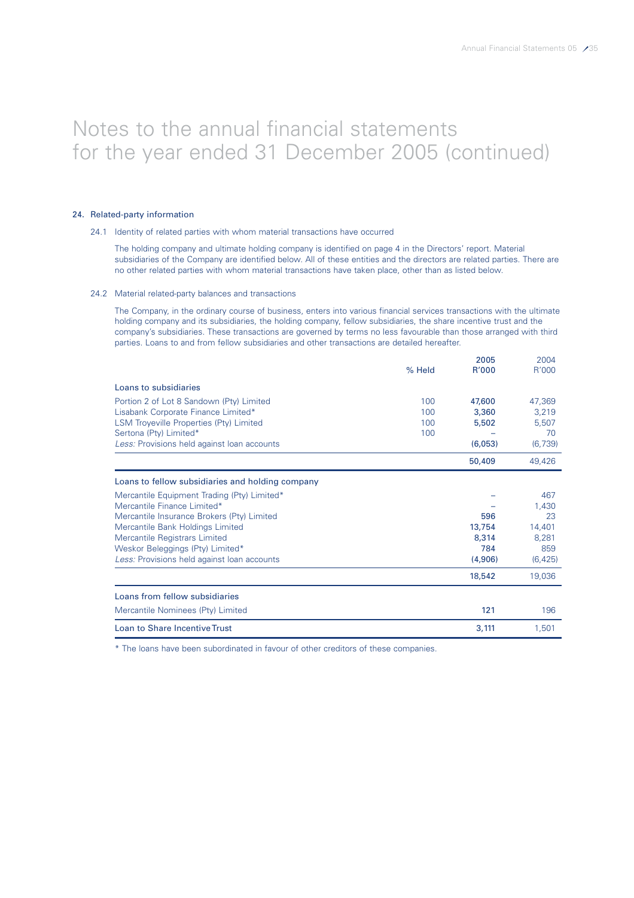# Notes to the annual financial statements for the year ended 31 December 2005 (continued)

## 24. Related-party information

### 24.1 Identity of related parties with whom material transactions have occurred

The holding company and ultimate holding company is identified on page 4 in the Directors' report. Material subsidiaries of the Company are identified below. All of these entities and the directors are related parties. There are no other related parties with whom material transactions have taken place, other than as listed below.

### 24.2 Material related-party balances and transactions

The Company, in the ordinary course of business, enters into various financial services transactions with the ultimate holding company and its subsidiaries, the holding company, fellow subsidiaries, the share incentive trust and the company's subsidiaries. These transactions are governed by terms no less favourable than those arranged with third parties. Loans to and from fellow subsidiaries and other transactions are detailed hereafter.

| | % Held | 2005 R'000 | 2004 R'000 |
|---|---|---|---|
| **Loans to subsidiaries** | | | |
| Portion 2 of Lot 8 Sandown (Pty) Limited | 100 | **47,600** | 47,369 |
| Lisabank Corporate Finance Limited* | 100 | **3,360** | 3,219 |
| LSM Troyeville Properties (Pty) Limited | 100 | **5,502** | 5,507 |
| Sertona (Pty) Limited* | 100 | – | 70 |
| *Less:* Provisions held against loan accounts | | **(6,053)** | (6,739) |
| | | **50,409** | 49,426 |
| **Loans to fellow subsidiaries and holding company** | | | |
| Mercantile Equipment Trading (Pty) Limited* | | – | 467 |
| Mercantile Finance Limited* | | – | 1,430 |
| Mercantile Insurance Brokers (Pty) Limited | | **596** | 23 |
| Mercantile Bank Holdings Limited | | **13,754** | 14,401 |
| Mercantile Registrars Limited | | **8,314** | 8,281 |
| Weskor Beleggings (Pty) Limited* | | **784** | 859 |
| *Less:* Provisions held against loan accounts | | **(4,906)** | (6,425) |
| | | **18,542** | 19,036 |
| **Loans from fellow subsidiaries** | | | |
| Mercantile Nominees (Pty) Limited | | **121** | 196 |
| **Loan to Share Incentive Trust** | | **3,111** | 1,501 |

* The loans have been subordinated in favour of other creditors of these companies.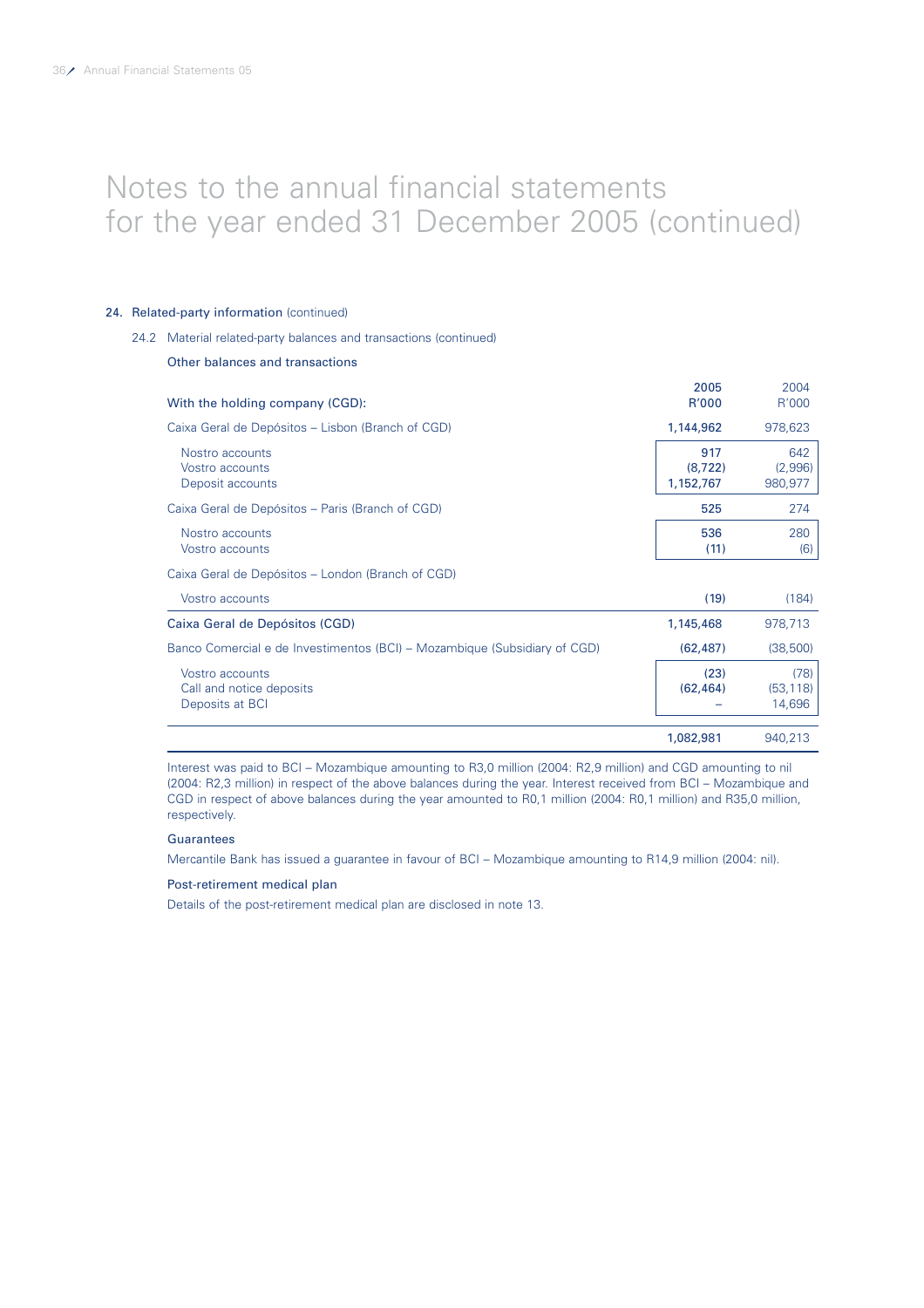# Notes to the annual financial statements for the year ended 31 December 2005 (continued)

## 24. Related-party information (continued)

### 24.2 Material related-party balances and transactions (continued)

**Other balances and transactions**

| With the holding company (CGD): | 2005 R'000 | 2004 R'000 |
|---|---|---|
| Caixa Geral de Depósitos – Lisbon (Branch of CGD) | **1,144,962** | 978,623 |
| Nostro accounts | **917** | 642 |
| Vostro accounts | **(8,722)** | (2,996) |
| Deposit accounts | **1,152,767** | 980,977 |
| Caixa Geral de Depósitos – Paris (Branch of CGD) | **525** | 274 |
| Nostro accounts | **536** | 280 |
| Vostro accounts | **(11)** | (6) |
| Caixa Geral de Depósitos – London (Branch of CGD) | | |
| Vostro accounts | **(19)** | (184) |
| Caixa Geral de Depósitos (CGD) | **1,145,468** | 978,713 |
| Banco Comercial e de Investimentos (BCI) – Mozambique (Subsidiary of CGD) | **(62,487)** | (38,500) |
| Vostro accounts | **(23)** | (78) |
| Call and notice deposits | **(62,464)** | (53,118) |
| Deposits at BCI | **–** | 14,696 |
| | **1,082,981** | 940,213 |

Interest was paid to BCI – Mozambique amounting to R3,0 million (2004: R2,9 million) and CGD amounting to nil (2004: R2,3 million) in respect of the above balances during the year. Interest received from BCI – Mozambique and CGD in respect of above balances during the year amounted to R0,1 million (2004: R0,1 million) and R35,0 million, respectively.

**Guarantees**

Mercantile Bank has issued a guarantee in favour of BCI – Mozambique amounting to R14,9 million (2004: nil).

**Post-retirement medical plan**

Details of the post-retirement medical plan are disclosed in note 13.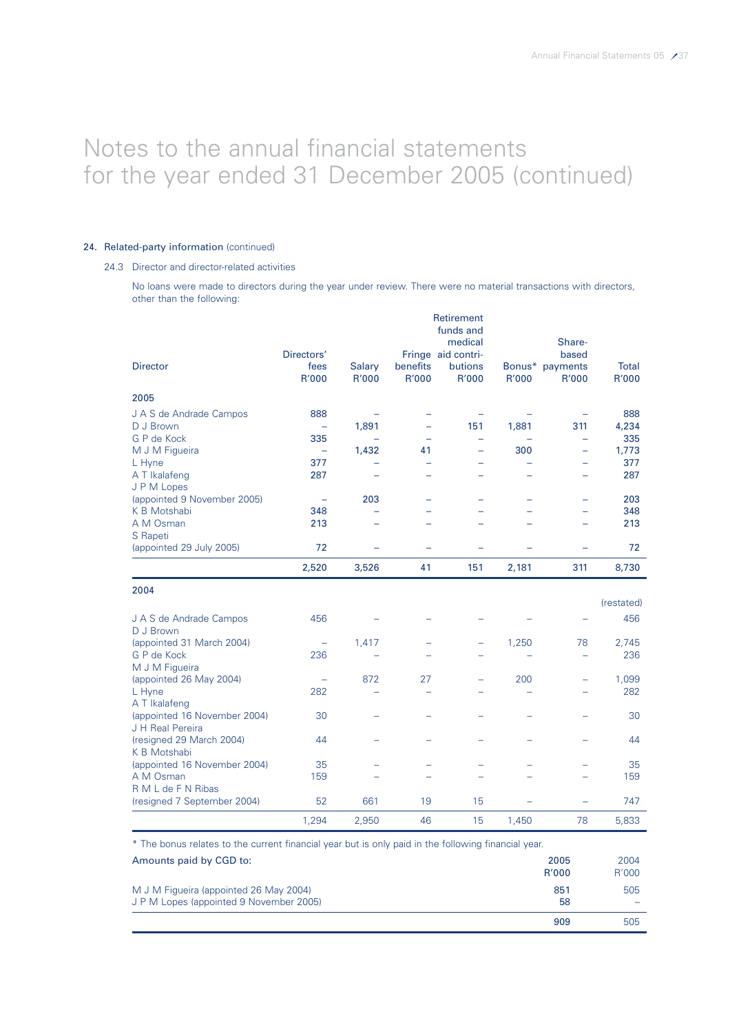# Notes to the annual financial statements for the year ended 31 December 2005 (continued)

### 24. Related-party information (continued)

#### 24.3 Director and director-related activities

No loans were made to directors during the year under review. There were no material transactions with directors, other than the following:

| Director | Directors' fees R'000 | Salary R'000 | Fringe benefits R'000 | Retirement funds and medical aid contri-butions R'000 | Bonus* R'000 | Share-based payments R'000 | Total R'000 |
|---|---|---|---|---|---|---|---|
| **2005** | | | | | | | |
| J A S de Andrade Campos | 888 | – | – | – | – | – | 888 |
| D J Brown | – | 1,891 | – | 151 | 1,881 | 311 | 4,234 |
| G P de Kock | 335 | – | – | – | – | – | 335 |
| M J M Figueira | – | 1,432 | 41 | – | 300 | – | 1,773 |
| L Hyne | 377 | – | – | – | – | – | 377 |
| A T Ikalafeng | 287 | – | – | – | – | – | 287 |
| J P M Lopes (appointed 9 November 2005) | – | 203 | – | – | – | – | 203 |
| K B Motshabi | 348 | – | – | – | – | – | 348 |
| A M Osman | 213 | – | – | – | – | – | 213 |
| S Rapeti (appointed 29 July 2005) | 72 | – | – | – | – | – | 72 |
| | 2,520 | 3,526 | 41 | 151 | 2,181 | 311 | 8,730 |
| **2004** | | | | | | | (restated) |
| J A S de Andrade Campos | 456 | – | – | – | – | – | 456 |
| D J Brown (appointed 31 March 2004) | – | 1,417 | – | – | 1,250 | 78 | 2,745 |
| G P de Kock | 236 | – | – | – | – | – | 236 |
| M J M Figueira (appointed 26 May 2004) | – | 872 | 27 | – | 200 | – | 1,099 |
| L Hyne | 282 | – | – | – | – | – | 282 |
| A T Ikalafeng (appointed 16 November 2004) | 30 | – | – | – | – | – | 30 |
| J H Real Pereira (resigned 29 March 2004) | 44 | – | – | – | – | – | 44 |
| K B Motshabi (appointed 16 November 2004) | 35 | – | – | – | – | – | 35 |
| A M Osman | 159 | – | – | – | – | – | 159 |
| R M L de F N Ribas (resigned 7 September 2004) | 52 | 661 | 19 | 15 | – | – | 747 |
| | 1,294 | 2,950 | 46 | 15 | 1,450 | 78 | 5,833 |

\* The bonus relates to the current financial year but is only paid in the following financial year.

| Amounts paid by CGD to: | 2005 R'000 | 2004 R'000 |
|---|---|---|
| M J M Figueira (appointed 26 May 2004) | 851 | 505 |
| J P M Lopes (appointed 9 November 2005) | 58 | – |
| | 909 | 505 |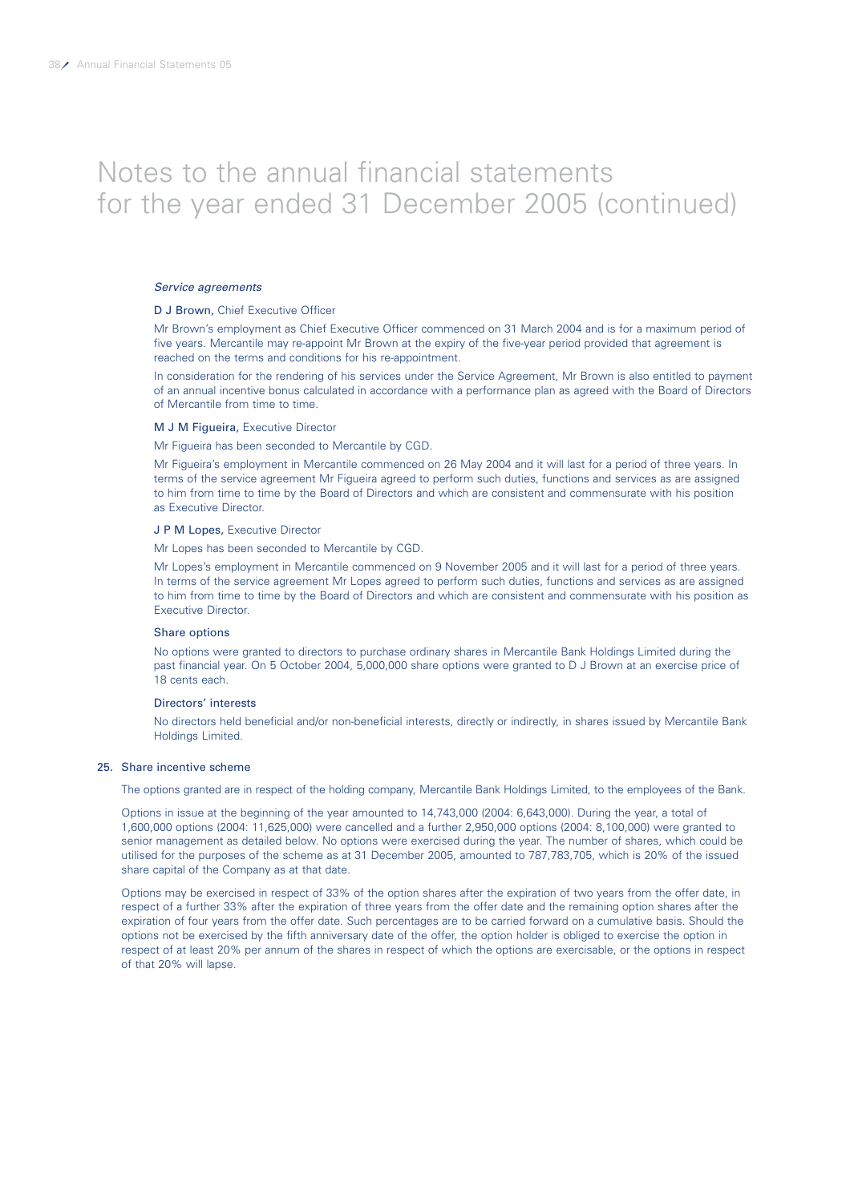# Notes to the annual financial statements for the year ended 31 December 2005 (continued)

*Service agreements*

**D J Brown,** Chief Executive Officer

Mr Brown's employment as Chief Executive Officer commenced on 31 March 2004 and is for a maximum period of five years. Mercantile may re-appoint Mr Brown at the expiry of the five-year period provided that agreement is reached on the terms and conditions for his re-appointment.

In consideration for the rendering of his services under the Service Agreement, Mr Brown is also entitled to payment of an annual incentive bonus calculated in accordance with a performance plan as agreed with the Board of Directors of Mercantile from time to time.

**M J M Figueira,** Executive Director

Mr Figueira has been seconded to Mercantile by CGD.

Mr Figueira's employment in Mercantile commenced on 26 May 2004 and it will last for a period of three years. In terms of the service agreement Mr Figueira agreed to perform such duties, functions and services as are assigned to him from time to time by the Board of Directors and which are consistent and commensurate with his position as Executive Director.

**J P M Lopes,** Executive Director

Mr Lopes has been seconded to Mercantile by CGD.

Mr Lopes's employment in Mercantile commenced on 9 November 2005 and it will last for a period of three years. In terms of the service agreement Mr Lopes agreed to perform such duties, functions and services as are assigned to him from time to time by the Board of Directors and which are consistent and commensurate with his position as Executive Director.

**Share options**

No options were granted to directors to purchase ordinary shares in Mercantile Bank Holdings Limited during the past financial year. On 5 October 2004, 5,000,000 share options were granted to D J Brown at an exercise price of 18 cents each.

**Directors' interests**

No directors held beneficial and/or non-beneficial interests, directly or indirectly, in shares issued by Mercantile Bank Holdings Limited.

## 25. Share incentive scheme

The options granted are in respect of the holding company, Mercantile Bank Holdings Limited, to the employees of the Bank.

Options in issue at the beginning of the year amounted to 14,743,000 (2004: 6,643,000). During the year, a total of 1,600,000 options (2004: 11,625,000) were cancelled and a further 2,950,000 options (2004: 8,100,000) were granted to senior management as detailed below. No options were exercised during the year. The number of shares, which could be utilised for the purposes of the scheme as at 31 December 2005, amounted to 787,783,705, which is 20% of the issued share capital of the Company as at that date.

Options may be exercised in respect of 33% of the option shares after the expiration of two years from the offer date, in respect of a further 33% after the expiration of three years from the offer date and the remaining option shares after the expiration of four years from the offer date. Such percentages are to be carried forward on a cumulative basis. Should the options not be exercised by the fifth anniversary date of the offer, the option holder is obliged to exercise the option in respect of at least 20% per annum of the shares in respect of which the options are exercisable, or the options in respect of that 20% will lapse.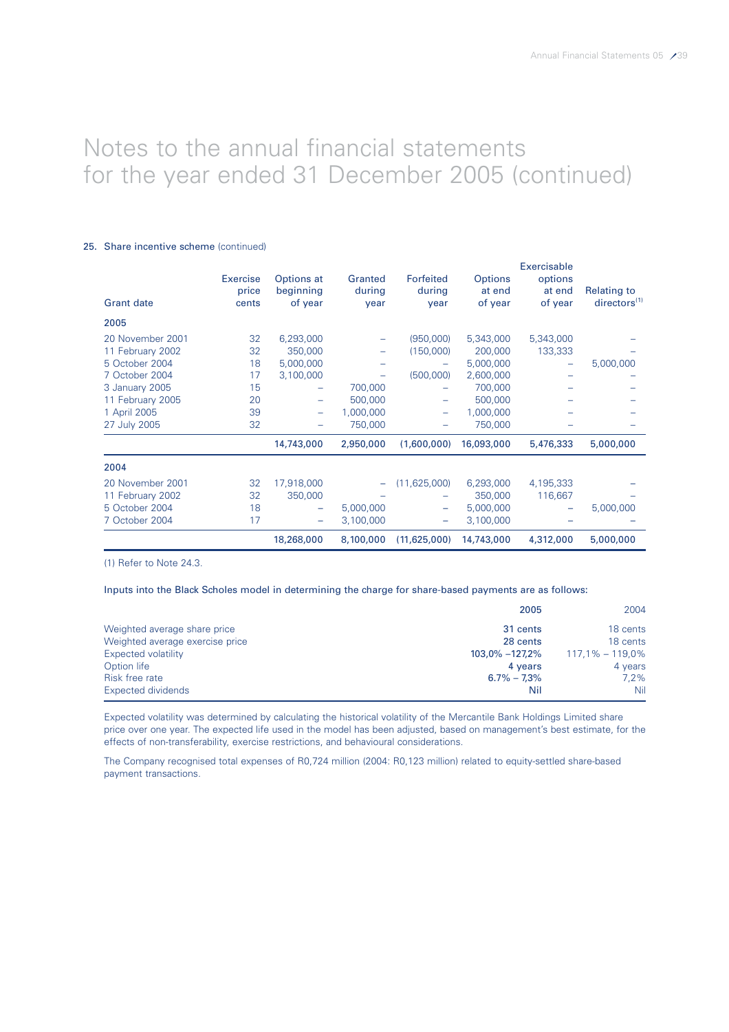// Notes to the annual financial statements for the year ended 31 December 2005 (continued)

# Notes to the annual financial statements for the year ended 31 December 2005 (continued)

**25. Share incentive scheme** (continued)

| Grant date | Exercise price cents | Options at beginning of year | Granted during year | Forfeited during year | Options at end of year | Exercisable options at end of year | Relating to directors[1] |
|---|---|---|---|---|---|---|---|
| **2005** | | | | | | | |
| 20 November 2001 | 32 | 6,293,000 | – | (950,000) | 5,343,000 | 5,343,000 | – |
| 11 February 2002 | 32 | 350,000 | – | (150,000) | 200,000 | 133,333 | – |
| 5 October 2004 | 18 | 5,000,000 | – | – | 5,000,000 | – | 5,000,000 |
| 7 October 2004 | 17 | 3,100,000 | – | (500,000) | 2,600,000 | – | – |
| 3 January 2005 | 15 | – | 700,000 | – | 700,000 | – | – |
| 11 February 2005 | 20 | – | 500,000 | – | 500,000 | – | – |
| 1 April 2005 | 39 | – | 1,000,000 | – | 1,000,000 | – | – |
| 27 July 2005 | 32 | – | 750,000 | – | 750,000 | – | – |
| | | **14,743,000** | **2,950,000** | **(1,600,000)** | **16,093,000** | **5,476,333** | **5,000,000** |
| **2004** | | | | | | | |
| 20 November 2001 | 32 | 17,918,000 | – | (11,625,000) | 6,293,000 | 4,195,333 | – |
| 11 February 2002 | 32 | 350,000 | – | – | 350,000 | 116,667 | – |
| 5 October 2004 | 18 | – | 5,000,000 | – | 5,000,000 | – | 5,000,000 |
| 7 October 2004 | 17 | – | 3,100,000 | – | 3,100,000 | – | – |
| | | **18,268,000** | **8,100,000** | **(11,625,000)** | **14,743,000** | **4,312,000** | **5,000,000** |

(1) Refer to Note 24.3.

Inputs into the Black Scholes model in determining the charge for share-based payments are as follows:

| | **2005** | 2004 |
|---|---|---|
| Weighted average share price | **31 cents** | 18 cents |
| Weighted average exercise price | **28 cents** | 18 cents |
| Expected volatility | **103,0% –127,2%** | 117,1% – 119,0% |
| Option life | **4 years** | 4 years |
| Risk free rate | **6.7% – 7,3%** | 7,2% |
| Expected dividends | **Nil** | Nil |

Expected volatility was determined by calculating the historical volatility of the Mercantile Bank Holdings Limited share price over one year. The expected life used in the model has been adjusted, based on management's best estimate, for the effects of non-transferability, exercise restrictions, and behavioural considerations.

The Company recognised total expenses of R0,724 million (2004: R0,123 million) related to equity-settled share-based payment transactions.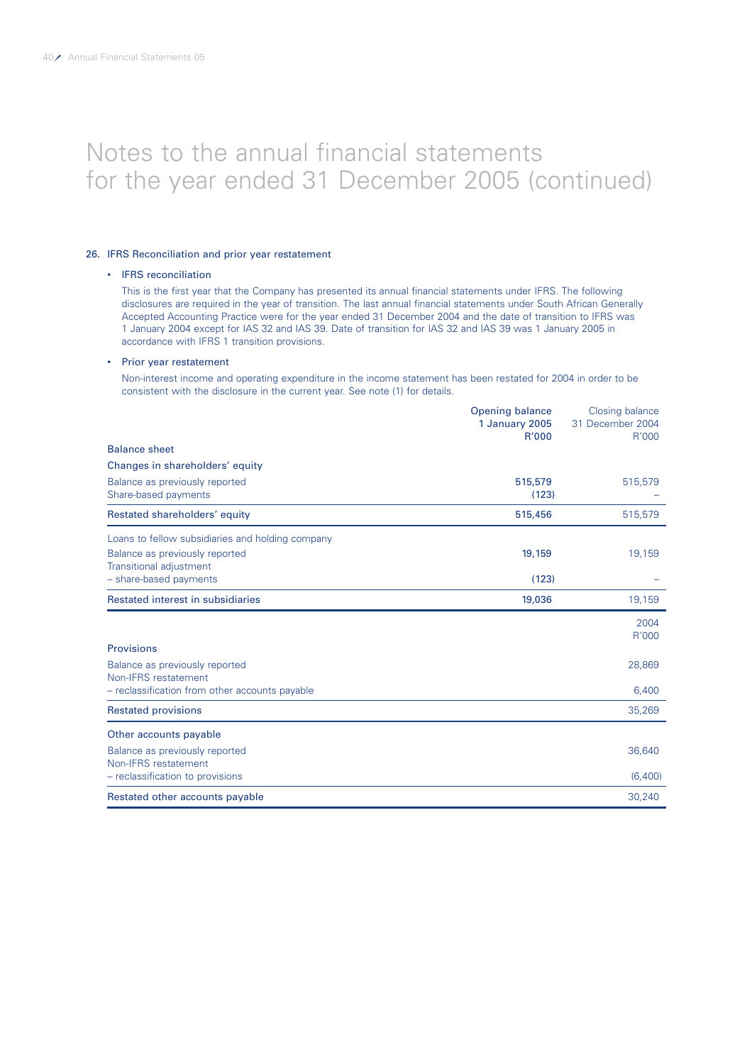# Notes to the annual financial statements for the year ended 31 December 2005 (continued)

## 26. IFRS Reconciliation and prior year restatement

- **IFRS reconciliation**

  This is the first year that the Company has presented its annual financial statements under IFRS. The following disclosures are required in the year of transition. The last annual financial statements under South African Generally Accepted Accounting Practice were for the year ended 31 December 2004 and the date of transition to IFRS was 1 January 2004 except for IAS 32 and IAS 39. Date of transition for IAS 32 and IAS 39 was 1 January 2005 in accordance with IFRS 1 transition provisions.

- **Prior year restatement**

  Non-interest income and operating expenditure in the income statement has been restated for 2004 in order to be consistent with the disclosure in the current year. See note (1) for details.

| | Opening balance 1 January 2005 R'000 | Closing balance 31 December 2004 R'000 |
|---|---|---|
| **Balance sheet** | | |
| **Changes in shareholders' equity** | | |
| Balance as previously reported | **515,579** | 515,579 |
| Share-based payments | **(123)** | – |
| **Restated shareholders' equity** | **515,456** | 515,579 |
| Loans to fellow subsidiaries and holding company | | |
| Balance as previously reported | **19,159** | 19,159 |
| Transitional adjustment | | |
| – share-based payments | **(123)** | – |
| **Restated interest in subsidiaries** | **19,036** | 19,159 |

| | 2004 R'000 |
|---|---|
| **Provisions** | |
| Balance as previously reported | 28,869 |
| Non-IFRS restatement | |
| – reclassification from other accounts payable | 6,400 |
| **Restated provisions** | 35,269 |
| **Other accounts payable** | |
| Balance as previously reported | 36,640 |
| Non-IFRS restatement | |
| – reclassification to provisions | (6,400) |
| **Restated other accounts payable** | 30,240 |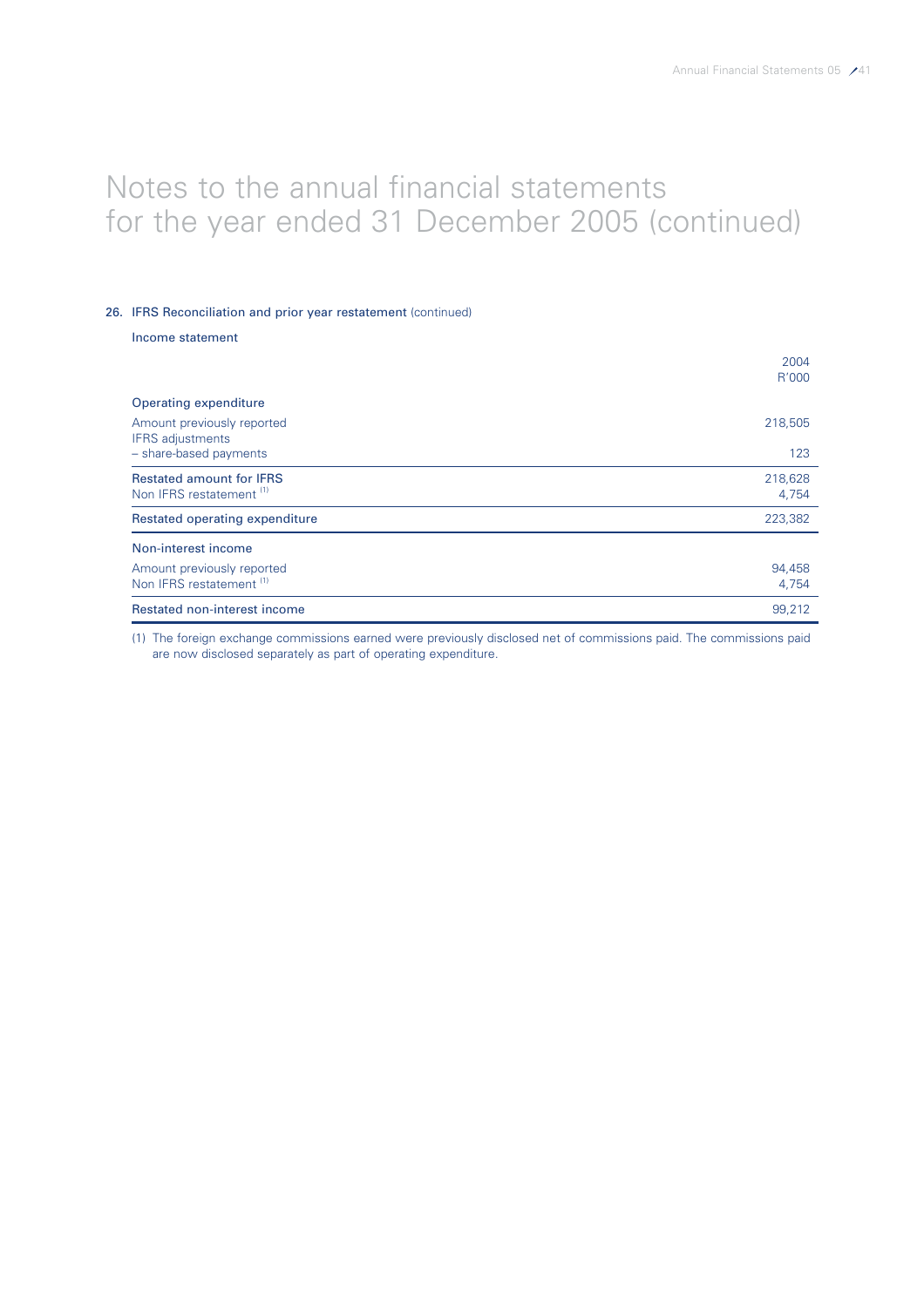# Notes to the annual financial statements for the year ended 31 December 2005 (continued)

## 26. IFRS Reconciliation and prior year restatement (continued)

### Income statement

| | 2004 R'000 |
|---|---|
| **Operating expenditure** | |
| Amount previously reported | 218,505 |
| IFRS adjustments | |
| – share-based payments | 123 |
| Restated amount for IFRS | 218,628 |
| Non IFRS restatement [1] | 4,754 |
| **Restated operating expenditure** | 223,382 |
| **Non-interest income** | |
| Amount previously reported | 94,458 |
| Non IFRS restatement [1] | 4,754 |
| **Restated non-interest income** | 99,212 |

(1) The foreign exchange commissions earned were previously disclosed net of commissions paid. The commissions paid are now disclosed separately as part of operating expenditure.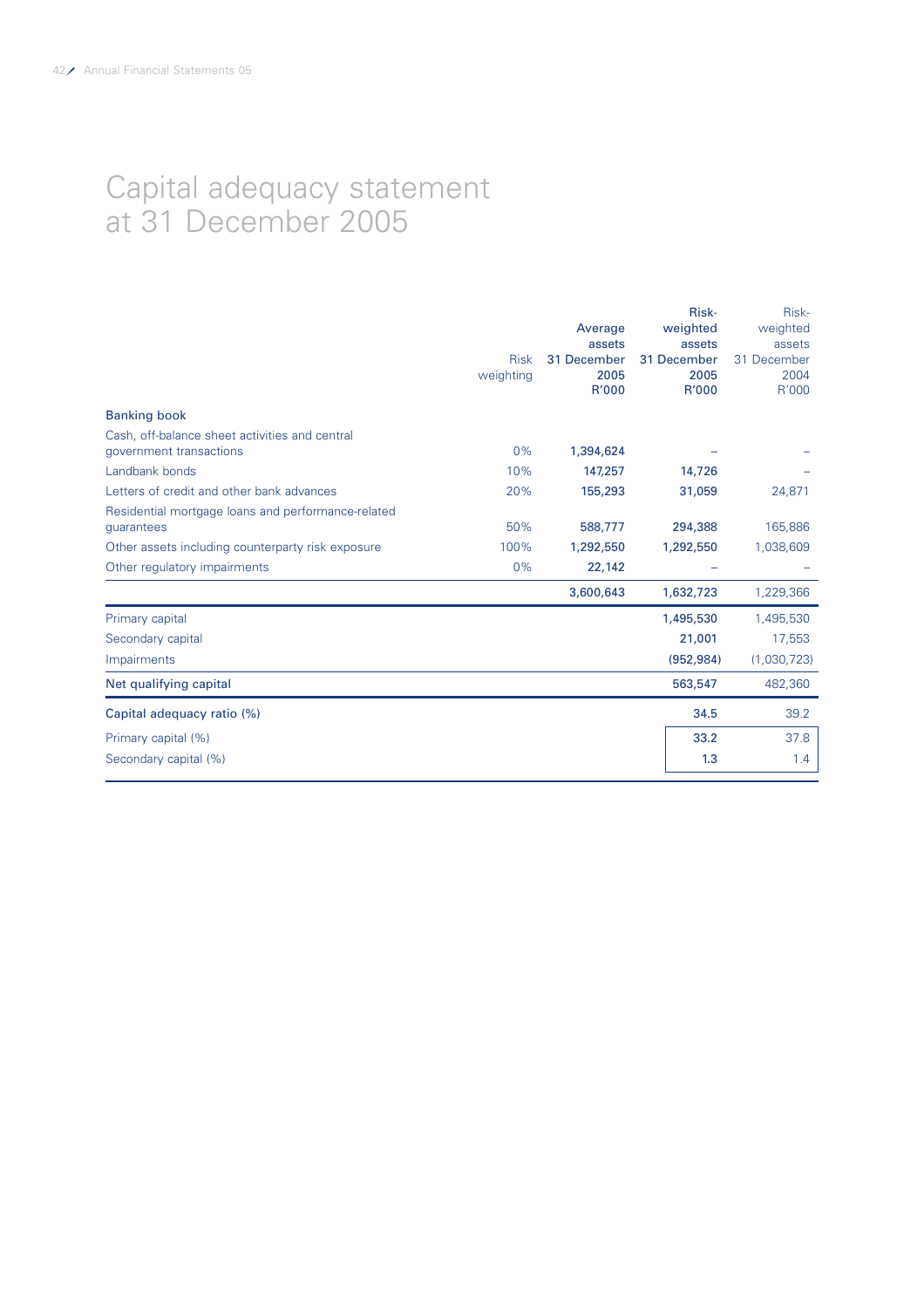# Capital adequacy statement at 31 December 2005

| | Risk weighting | Average assets 31 December 2005 R'000 | Risk-weighted assets 31 December 2005 R'000 | Risk-weighted assets 31 December 2004 R'000 |
|---|---|---|---|---|
| **Banking book** | | | | |
| Cash, off-balance sheet activities and central government transactions | 0% | 1,394,624 | – | – |
| Landbank bonds | 10% | 147,257 | 14,726 | – |
| Letters of credit and other bank advances | 20% | 155,293 | 31,059 | 24,871 |
| Residential mortgage loans and performance-related guarantees | 50% | 588,777 | 294,388 | 165,886 |
| Other assets including counterparty risk exposure | 100% | 1,292,550 | 1,292,550 | 1,038,609 |
| Other regulatory impairments | 0% | 22,142 | – | – |
| | | 3,600,643 | 1,632,723 | 1,229,366 |
| Primary capital | | | 1,495,530 | 1,495,530 |
| Secondary capital | | | 21,001 | 17,553 |
| Impairments | | | (952,984) | (1,030,723) |
| Net qualifying capital | | | 563,547 | 482,360 |
| Capital adequacy ratio (%) | | | 34.5 | 39.2 |
| Primary capital (%) | | | 33.2 | 37.8 |
| Secondary capital (%) | | | 1.3 | 1.4 |